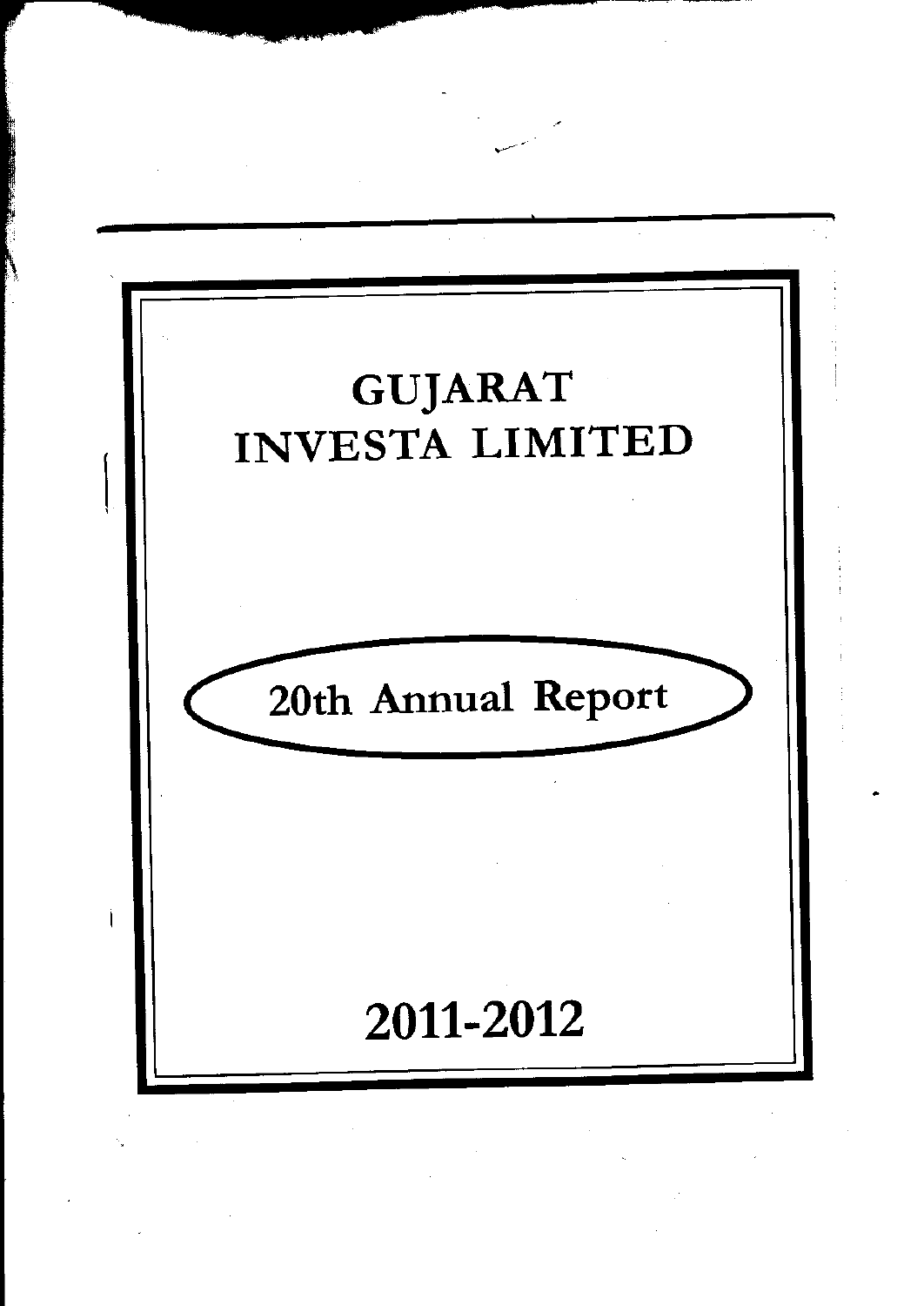# GUJARAT INVESTA LIMITED

## 20th Annual Report

## 2011-2012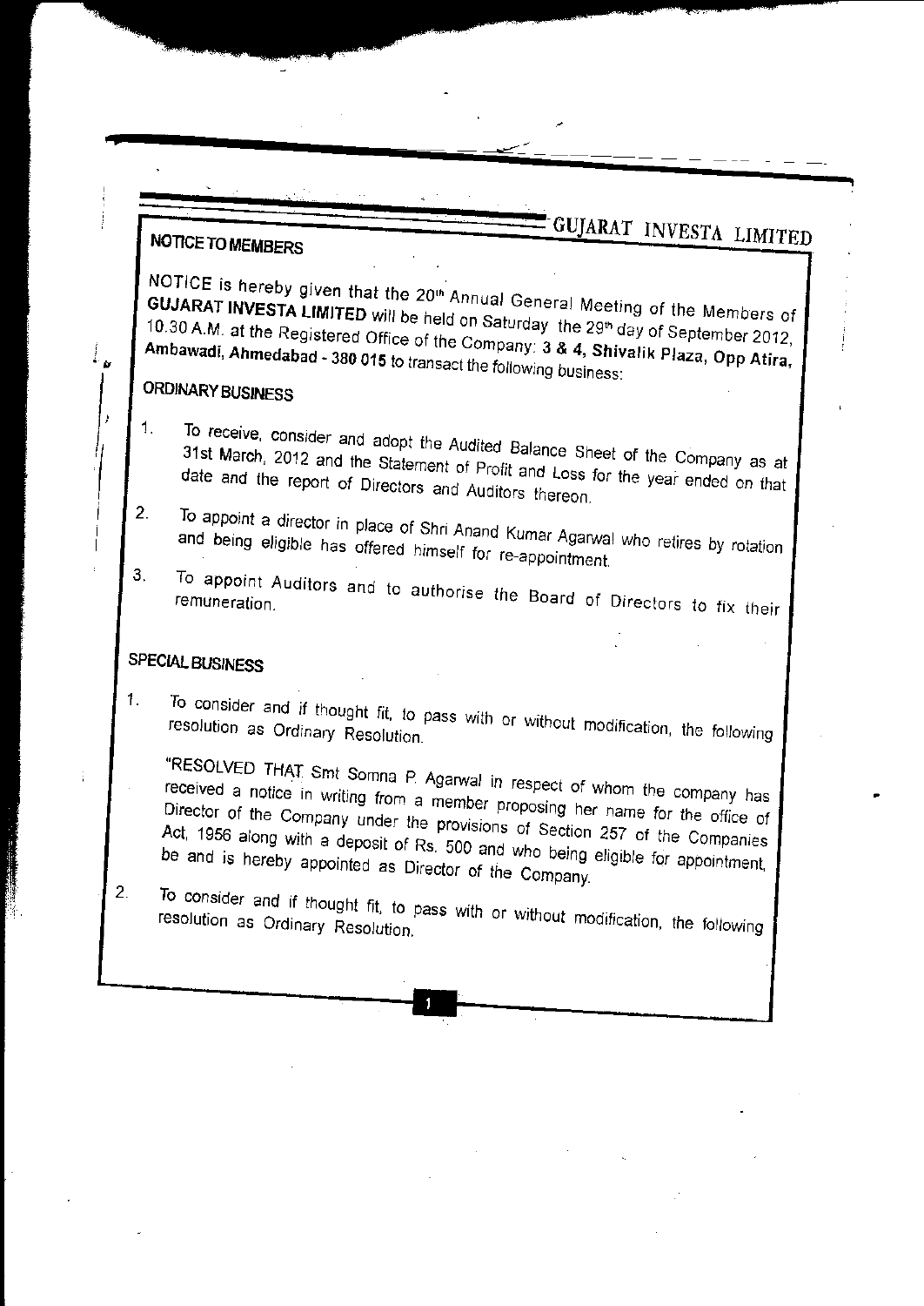## NOTICE TO MEMBERS

NOTICE is hereby given that the 20th Annual General Meeting of the Members of **GUJARAT INVESTA LIMITED** will be held on Saturday the 29th day of September 2012, 10.30 A.M. at the Registered Office of the Company: **3 & 4, Shivalik Plaza, Opp Atira, Ambawadi, Ahmedabad - 380 015** to transact the following business:

### ORDINARY BUSINESS

1. To receive, consider and adopt the Audited Balance Sheet of the Company as at 31st March, 2012 and the Statement of Profit and Loss for the year ended on that date and the report of Directors and Auditors thereon.
2. To appoint a director in place of Shri Anand Kumar Agarwal who retires by rotation and being eligible has offered himself for re-appointment.
3. To appoint Auditors and to authorise the Board of Directors to fix their remuneration.

### SPECIAL BUSINESS

1. To consider and if thought fit, to pass with or without modification, the following resolution as Ordinary Resolution.

   "RESOLVED THAT Smt Somna P. Agarwal in respect of whom the company has received a notice in writing from a member proposing her name for the office of Director of the Company under the provisions of Section 257 of the Companies Act, 1956 along with a deposit of Rs. 500 and who being eligible for appointment, be and is hereby appointed as Director of the Company.

2. To consider and if thought fit, to pass with or without modification, the following resolution as Ordinary Resolution.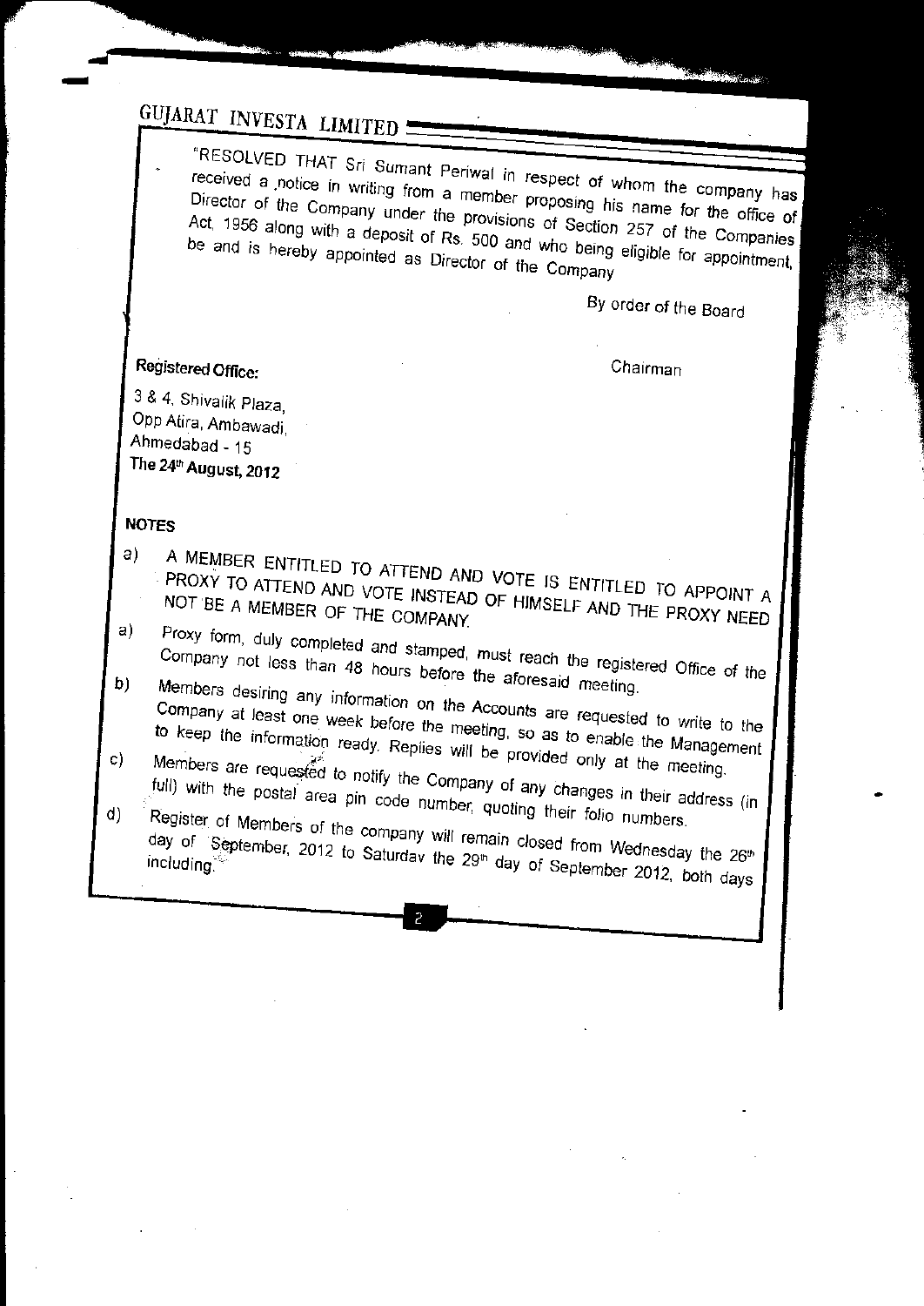"RESOLVED THAT Sri Sumant Periwal in respect of whom the company has received a notice in writing from a member proposing his name for the office of Director of the Company under the provisions of Section 257 of the Companies Act, 1956 along with a deposit of Rs. 500 and who being eligible for appointment, be and is hereby appointed as Director of the Company

By order of the Board

**Registered Office:**

Chairman

3 & 4, Shivalik Plaza,
Opp Atira, Ambawadi,
Ahmedabad - 15
**The 24th August, 2012**

**NOTES**

a) A MEMBER ENTITLED TO ATTEND AND VOTE IS ENTITLED TO APPOINT A PROXY TO ATTEND AND VOTE INSTEAD OF HIMSELF AND THE PROXY NEED NOT BE A MEMBER OF THE COMPANY.

a) Proxy form, duly completed and stamped, must reach the registered Office of the Company not less than 48 hours before the aforesaid meeting.

b) Members desiring any information on the Accounts are requested to write to the Company at least one week before the meeting, so as to enable the Management to keep the information ready. Replies will be provided only at the meeting.

c) Members are requested to notify the Company of any changes in their address (in full) with the postal area pin code number, quoting their folio numbers.

d) Register of Members of the company will remain closed from Wednesday the 26th day of September, 2012 to Saturday the 29th day of September 2012, both days including.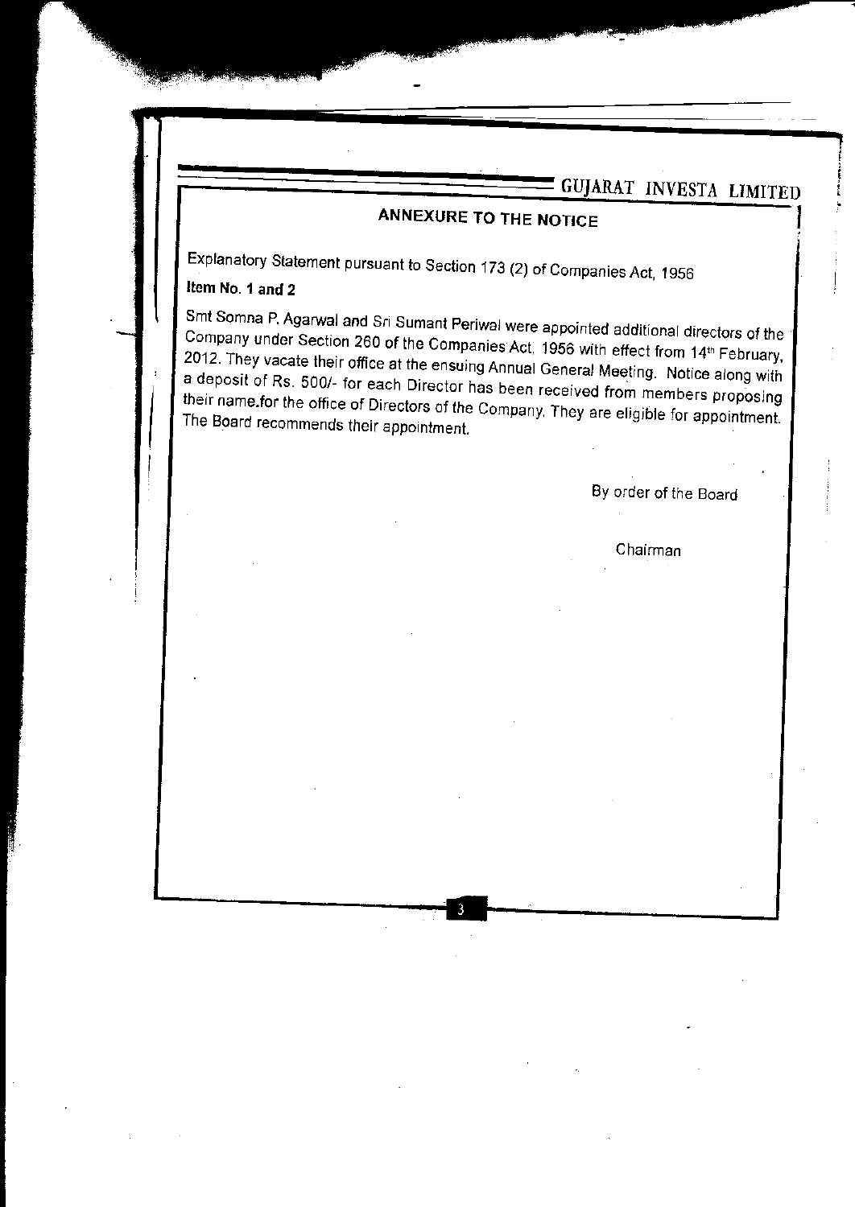## ANNEXURE TO THE NOTICE

Explanatory Statement pursuant to Section 173 (2) of Companies Act, 1956

**Item No. 1 and 2**

Smt Somna P. Agarwal and Sri Sumant Periwal were appointed additional directors of the Company under Section 260 of the Companies Act, 1956 with effect from 14th February, 2012. They vacate their office at the ensuing Annual General Meeting. Notice along with a deposit of Rs. 500/- for each Director has been received from members proposing their name.for the office of Directors of the Company. They are eligible for appointment. The Board recommends their appointment.

By order of the Board

Chairman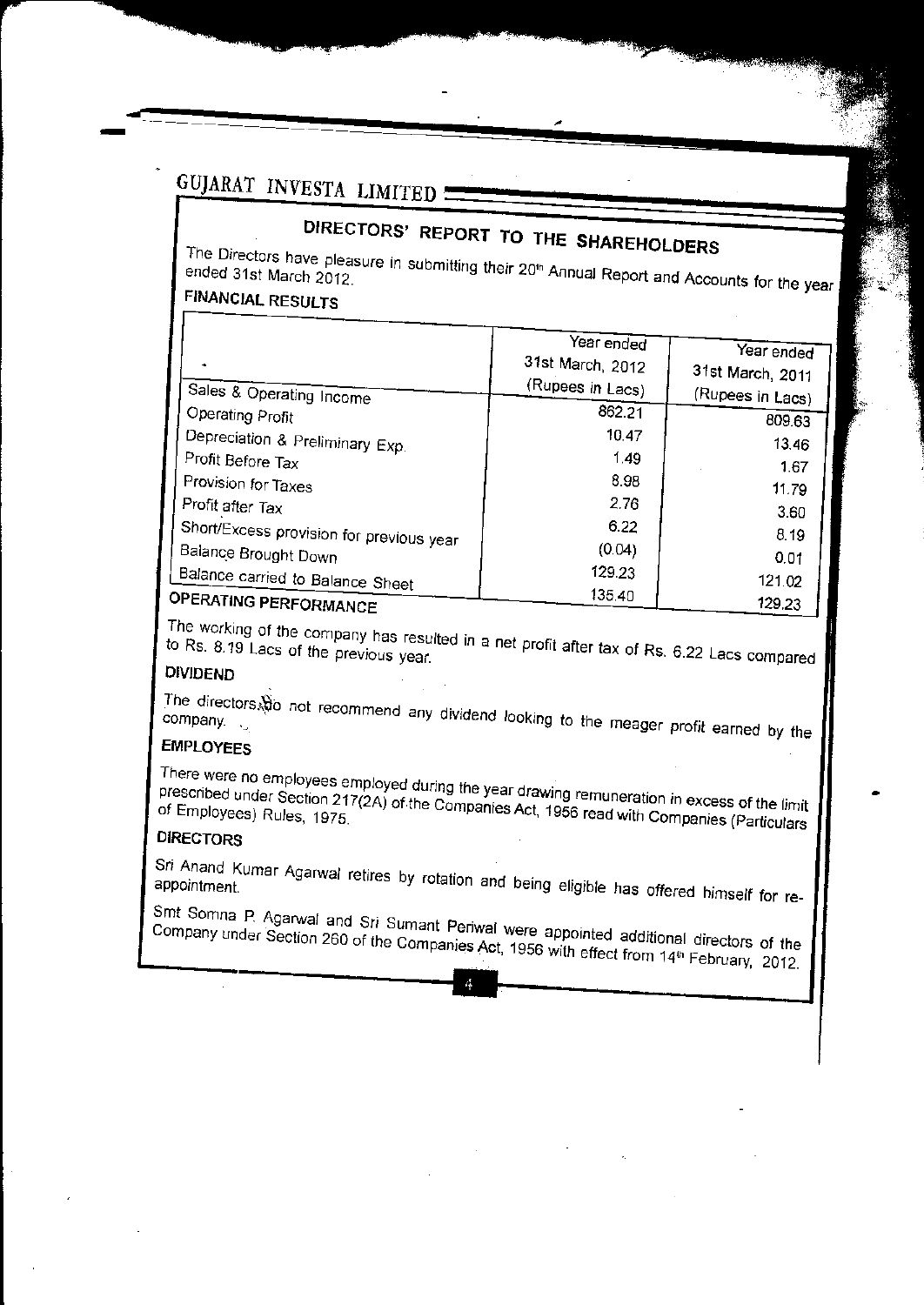GUJARAT INVESTA LIMITED

# DIRECTORS' REPORT TO THE SHAREHOLDERS

The Directors have pleasure in submitting their 20th Annual Report and Accounts for the year ended 31st March 2012.

## FINANCIAL RESULTS

| | Year ended 31st March, 2012 (Rupees in Lacs) | Year ended 31st March, 2011 (Rupees in Lacs) |
|---|---|---|
| Sales & Operating Income | 862.21 | 809.63 |
| Operating Profit | 10.47 | 13.46 |
| Depreciation & Preliminary Exp. | 1.49 | 1.67 |
| Profit Before Tax | 8.98 | 11.79 |
| Provision for Taxes | 2.76 | 3.60 |
| Profit after Tax | 6.22 | 8.19 |
| Short/Excess provision for previous year | (0.04) | 0.01 |
| Balance Brought Down | 129.23 | 121.02 |
| Balance carried to Balance Sheet | 135.40 | 129.23 |

## OPERATING PERFORMANCE

The working of the company has resulted in a net profit after tax of Rs. 6.22 Lacs compared to Rs. 8.19 Lacs of the previous year.

## DIVIDEND

The directors do not recommend any dividend looking to the meager profit earned by the company.

## EMPLOYEES

There were no employees employed during the year drawing remuneration in excess of the limit prescribed under Section 217(2A) of the Companies Act, 1956 read with Companies (Particulars of Employees) Rules, 1975.

## DIRECTORS

Sri Anand Kumar Agarwal retires by rotation and being eligible has offered himself for re-appointment.

Smt Somna P. Agarwal and Sri Sumant Periwal were appointed additional directors of the Company under Section 260 of the Companies Act, 1956 with effect from 14th February, 2012.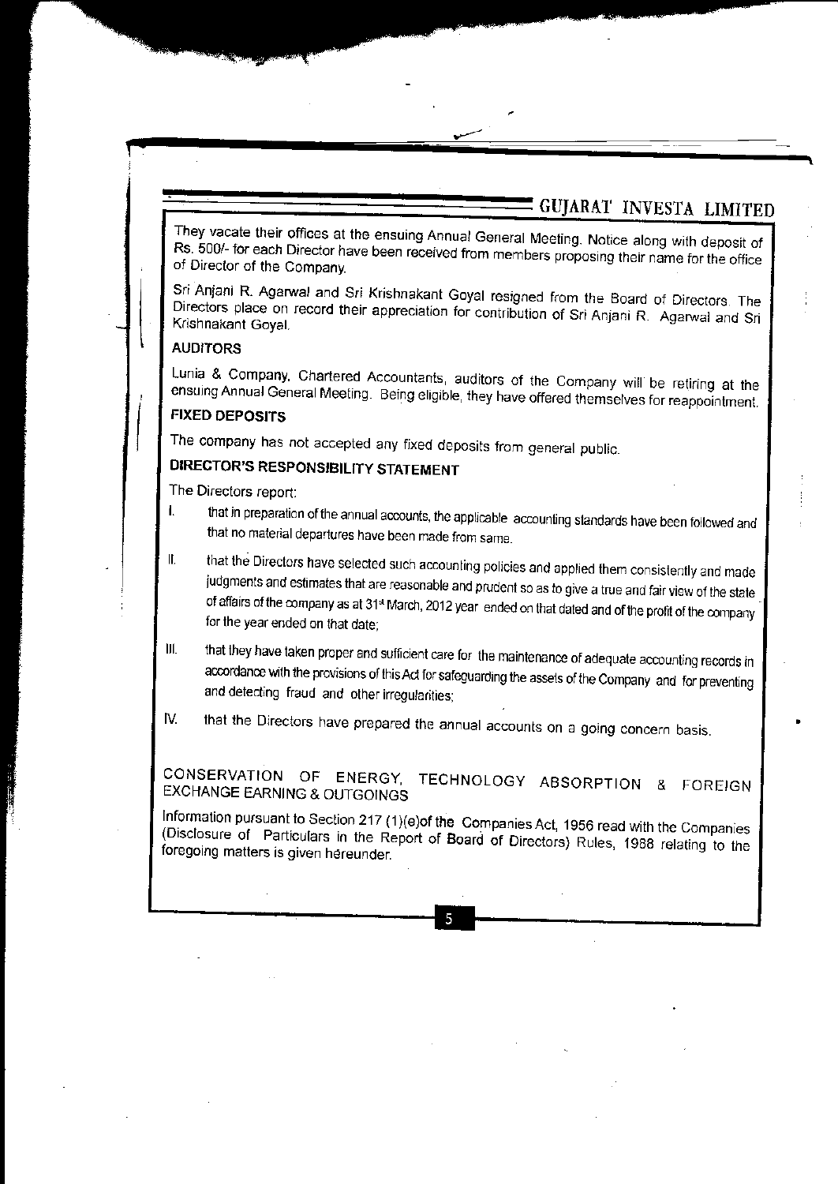They vacate their offices at the ensuing Annual General Meeting. Notice along with deposit of Rs. 500/- for each Director have been received from members proposing their name for the office of Director of the Company.

Sri Anjani R. Agarwal and Sri Krishnakant Goyal resigned from the Board of Directors. The Directors place on record their appreciation for contribution of Sri Anjani R. Agarwal and Sri Krishnakant Goyal.

**AUDITORS**

Lunia & Company, Chartered Accountants, auditors of the Company will be retiring at the ensuing Annual General Meeting. Being eligible, they have offered themselves for reappointment.

**FIXED DEPOSITS**

The company has not accepted any fixed deposits from general public.

**DIRECTOR'S RESPONSIBILITY STATEMENT**

The Directors report:

I. that in preparation of the annual accounts, the applicable accounting standards have been followed and that no material departures have been made from same.

II. that the Directors have selected such accounting policies and applied them consistently and made judgments and estimates that are reasonable and prudent so as to give a true and fair view of the state of affairs of the company as at 31st March, 2012 year ended on that dated and of the profit of the company for the year ended on that date;

III. that they have taken proper and sufficient care for the maintenance of adequate accounting records in accordance with the provisions of this Act for safeguarding the assets of the Company and for preventing and detecting fraud and other irregularities;

IV. that the Directors have prepared the annual accounts on a going concern basis.

**CONSERVATION OF ENERGY, TECHNOLOGY ABSORPTION & FOREIGN EXCHANGE EARNING & OUTGOINGS**

Information pursuant to Section 217 (1)(e)of the Companies Act, 1956 read with the Companies (Disclosure of Particulars in the Report of Board of Directors) Rules, 1988 relating to the foregoing matters is given hereunder.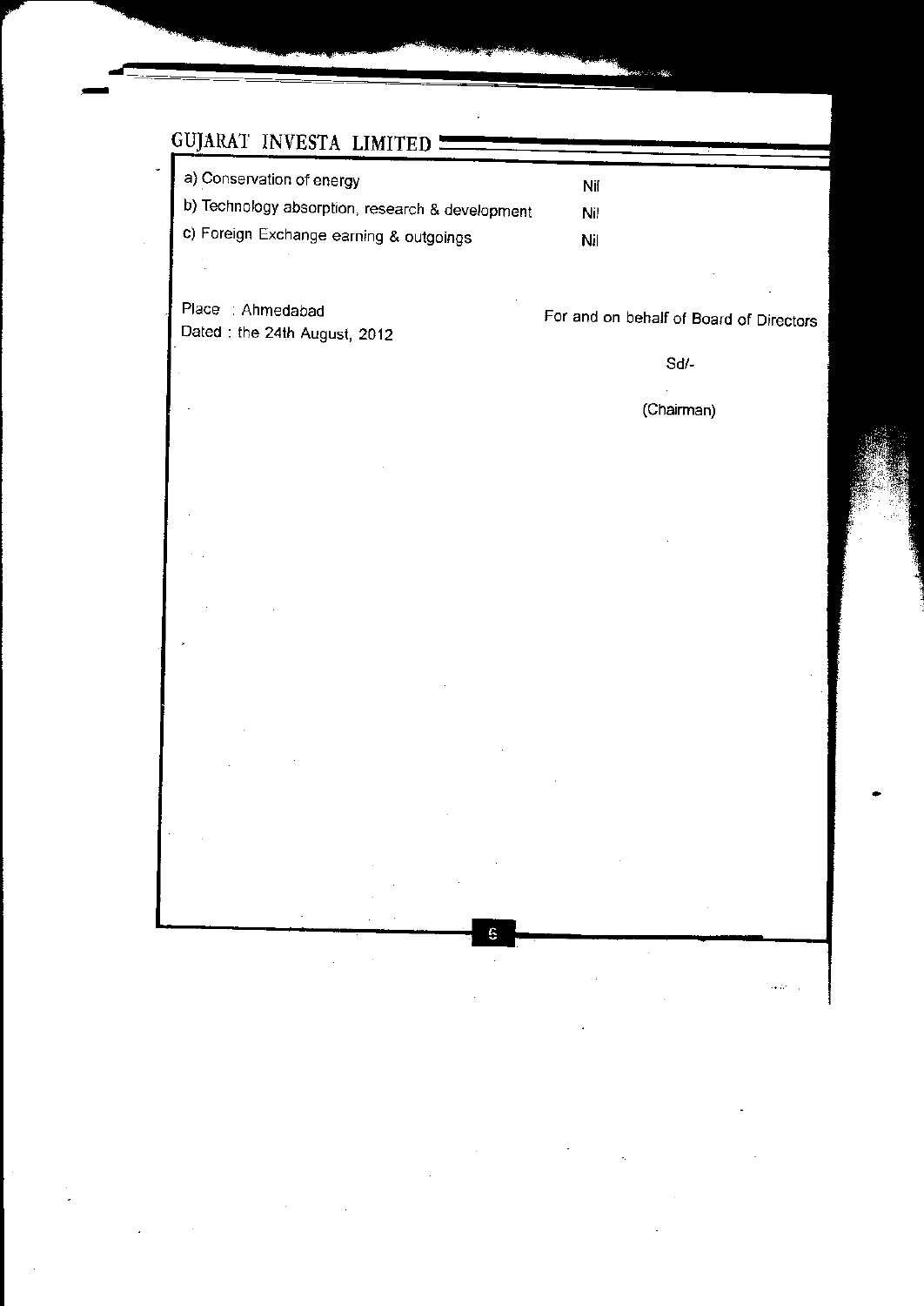| | |
|---|---|
| a) Conservation of energy | Nil |
| b) Technology absorption, research & development | Nil |
| c) Foreign Exchange earning & outgoings | Nil |

Place : Ahmedabad
Dated : the 24th August, 2012

For and on behalf of Board of Directors

Sd/-

(Chairman)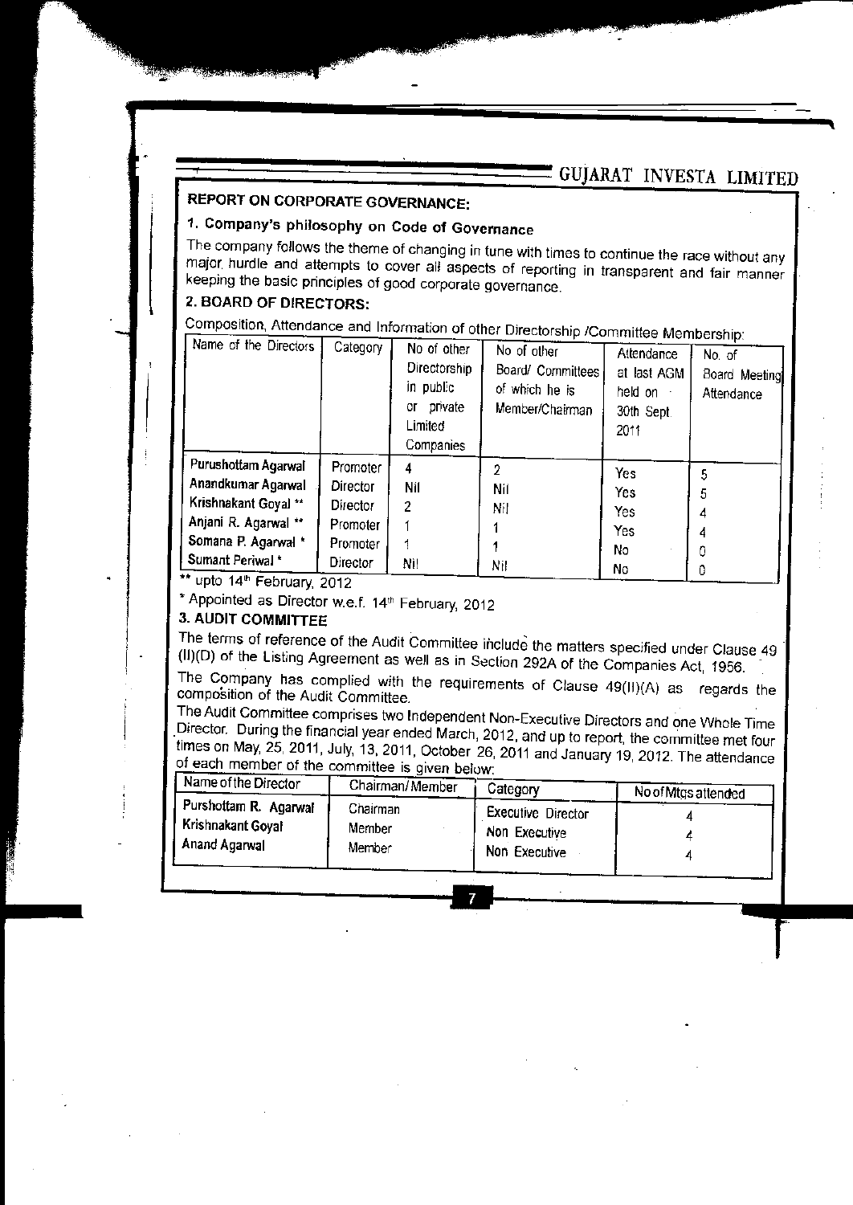## REPORT ON CORPORATE GOVERNANCE:

### 1. Company's philosophy on Code of Governance

The company follows the theme of changing in tune with times to continue the race without any major hurdle and attempts to cover all aspects of reporting in transparent and fair manner keeping the basic principles of good corporate governance.

### 2. BOARD OF DIRECTORS:

Composition, Attendance and Information of other Directorship /Committee Membership:

| Name of the Directors | Category | No of other Directorship in public or private Limited Companies | No of other Board/ Committees of which he is Member/Chairman | Attendance at last AGM held on 30th Sept. 2011 | No. of Board Meeting Attendance |
|---|---|---|---|---|---|
| Purushottam Agarwal | Promoter | 4 | 2 | Yes | 5 |
| Anandkumar Agarwal | Director | Nil | Nil | Yes | 5 |
| Krishnakant Goyal ** | Director | 2 | Nil | Yes | 4 |
| Anjani R. Agarwal ** | Promoter | 1 | 1 | Yes | 4 |
| Somana P. Agarwal * | Promoter | 1 | 1 | No | 0 |
| Sumant Periwal * | Director | Nil | Nil | No | 0 |

** upto 14th February, 2012

* Appointed as Director w.e.f. 14th February, 2012

### 3. AUDIT COMMITTEE

The terms of reference of the Audit Committee include the matters specified under Clause 49 (II)(D) of the Listing Agreement as well as in Section 292A of the Companies Act, 1956.

The Company has complied with the requirements of Clause 49(II)(A) as regards the composition of the Audit Committee.

The Audit Committee comprises two Independent Non-Executive Directors and one Whole Time Director. During the financial year ended March, 2012, and up to report, the committee met four times on May, 25, 2011, July, 13, 2011, October 26, 2011 and January 19, 2012. The attendance of each member of the committee is given below:

| Name of the Director | Chairman/Member | Category | No of Mtgs attended |
|---|---|---|---|
| Purshottam R. Agarwal | Chairman | Executive Director | 4 |
| Krishnakant Goyal | Member | Non Executive | 4 |
| Anand Agarwal | Member | Non Executive | 4 |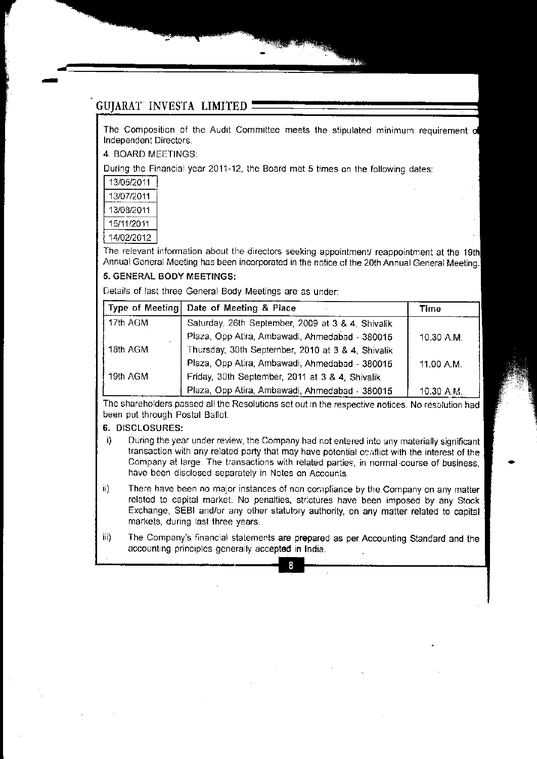The Composition of the Audit Committee meets the stipulated minimum requirement of Independent Directors.

4. BOARD MEETINGS:

During the Financial year 2011-12, the Board met 5 times on the following dates:

| 13/05/2011 |
|---|
| 13/07/2011 |
| 13/08/2011 |
| 15/11/2011 |
| 14/02/2012 |

The relevant information about the directors seeking appointment/ reappointment at the 19th Annual General Meeting has been incorporated in the notice of the 20th Annual General Meeting.

**5. GENERAL BODY MEETINGS:**

Details of last three General Body Meetings are as under:

| Type of Meeting | Date of Meeting & Place | Time |
|---|---|---|
| 17th AGM | Saturday, 26th September, 2009 at 3 & 4, Shivalik Plaza, Opp Atira, Ambawadi, Ahmedabad - 380015 | 10.30 A.M. |
| 18th AGM | Thursday, 30th September, 2010 at 3 & 4, Shivalik Plaza, Opp Atira, Ambawadi, Ahmedabad - 380015 | 11.00 A.M. |
| 19th AGM | Friday, 30th September, 2011 at 3 & 4, Shivalik Plaza, Opp Atira, Ambawadi, Ahmedabad - 380015 | 10.30 A.M. |

The shareholders passed all the Resolutions set out in the respective notices. No resolution had been put through Postal Ballot.

**6. DISCLOSURES:**

i) During the year under review, the Company had not entered into any materially significant transaction with any related party that may have potential conflict with the interest of the Company at large. The transactions with related parties, in normal course of business, have been disclosed separately in Notes on Accounts.

ii) There have been no major instances of non compliance by the Company on any matter related to capital market. No penalties, strictures have been imposed by any Stock Exchange, SEBI and/or any other statutory authority, on any matter related to capital markets, during last three years.

iii) The Company's financial statements are prepared as per Accounting Standard and the accounting principles generally accepted in India.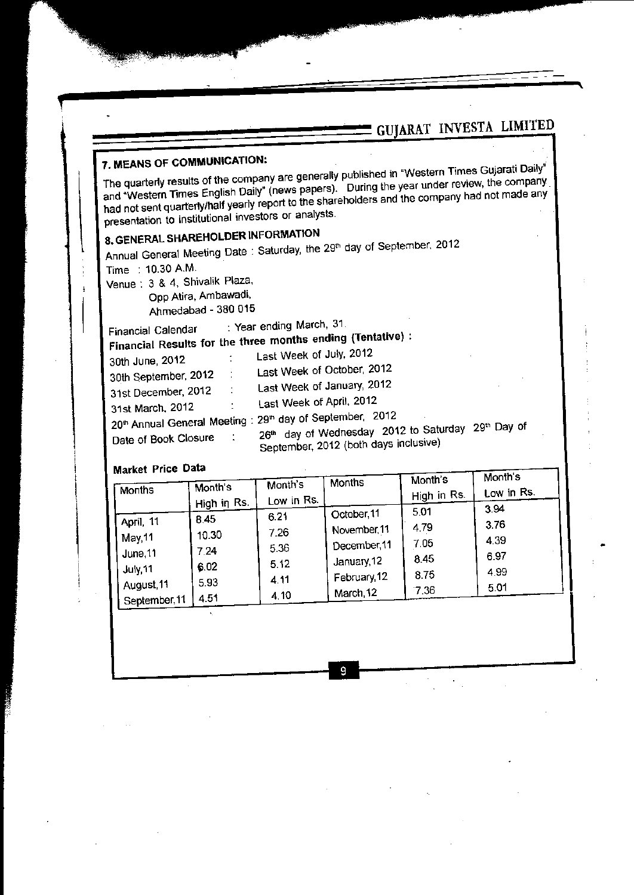### 7. MEANS OF COMMUNICATION:

The quarterly results of the company are generally published in "Western Times Gujarati Daily" and "Western Times English Daily" (news papers). During the year under review, the company had not sent quarterly/half yearly report to the shareholders and the company had not made any presentation to institutional investors or analysts.

### 8. GENERAL SHAREHOLDER INFORMATION

Annual General Meeting Date : Saturday, the 29th day of September, 2012

Time : 10.30 A.M.

Venue : 3 & 4, Shivalik Plaza,
Opp Atira, Ambawadi,
Ahmedabad - 380 015

Financial Calendar : Year ending March, 31.

**Financial Results for the three months ending (Tentative) :**

30th June, 2012 : Last Week of July, 2012

30th September, 2012 : Last Week of October, 2012

31st December, 2012 : Last Week of January, 2012

31st March, 2012 : Last Week of April, 2012

20th Annual General Meeting : 29th day of September, 2012

Date of Book Closure : 26th day of Wednesday 2012 to Saturday 29th Day of September, 2012 (both days inclusive)

**Market Price Data**

| Months | Month's High in Rs. | Month's Low in Rs. | Months | Month's High in Rs. | Month's Low in Rs. |
|---|---|---|---|---|---|
| April, 11 | 8.45 | 6.21 | October,11 | 5.01 | 3.94 |
| May,11 | 10.30 | 7.26 | November,11 | 4.79 | 3.76 |
| June,11 | 7.24 | 5.36 | December,11 | 7.05 | 4.39 |
| July,11 | 6.02 | 5.12 | January,12 | 8.45 | 6.97 |
| August,11 | 5.93 | 4.11 | February,12 | 8.75 | 4.99 |
| September,11 | 4.51 | 4.10 | March,12 | 7.36 | 5.01 |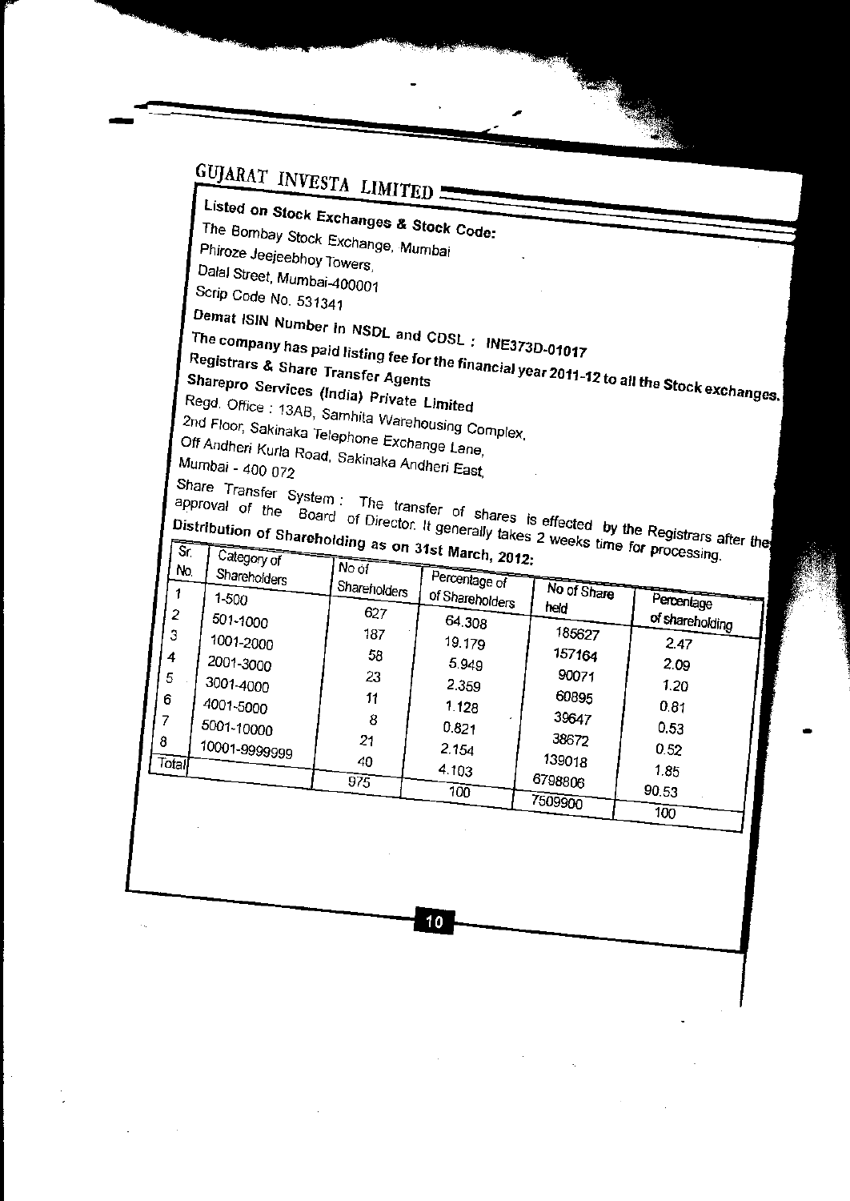**Listed on Stock Exchanges & Stock Code:**

The Bombay Stock Exchange, Mumbai
Phiroze Jeejeebhoy Towers,
Dalal Street, Mumbai-400001
Scrip Code No. 531341

**Demat ISIN Number in NSDL and CDSL : INE373D-01017**

**The company has paid listing fee for the financial year 2011-12 to all the Stock exchanges.**

**Registrars & Share Transfer Agents**

**Sharepro Services (India) Private Limited**

Regd. Office : 13AB, Samhita Warehousing Complex,
2nd Floor, Sakinaka Telephone Exchange Lane,
Off Andheri Kurla Road, Sakinaka Andheri East,
Mumbai - 400 072

Share Transfer System : The transfer of shares is effected by the Registrars after the approval of the Board of Director. It generally takes 2 weeks time for processing.

**Distribution of Shareholding as on 31st March, 2012:**

| Sr. No. | Category of Shareholders | No of Shareholders | Percentage of of Shareholders | No of Share held | Percentage of shareholding |
|---|---|---|---|---|---|
| 1 | 1-500 | 627 | 64.308 | 185627 | 2.47 |
| 2 | 501-1000 | 187 | 19.179 | 157164 | 2.09 |
| 3 | 1001-2000 | 58 | 5.949 | 90071 | 1.20 |
| 4 | 2001-3000 | 23 | 2.359 | 60895 | 0.81 |
| 5 | 3001-4000 | 11 | 1.128 | 39647 | 0.53 |
| 6 | 4001-5000 | 8 | 0.821 | 38672 | 0.52 |
| 7 | 5001-10000 | 21 | 2.154 | 139018 | 1.85 |
| 8 | 10001-9999999 | 40 | 4.103 | 6798806 | 90.53 |
| Total | | 975 | 100 | 7509900 | 100 |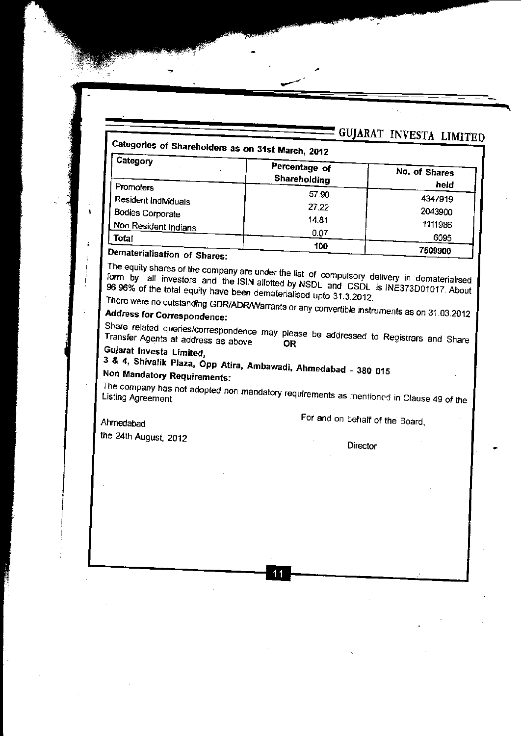### Categories of Shareholders as on 31st March, 2012

| Category | Percentage of Shareholding | No. of Shares held |
|---|---|---|
| Promoters | 57.90 | 4347919 |
| Resident Individuals | 27.22 | 2043900 |
| Bodies Corporate | 14.81 | 1111986 |
| Non Resident Indians | 0.07 | 6095 |
| **Total** | 100 | 7509900 |

**Dematerialisation of Shares:**

The equity shares of the company are under the list of compulsory delivery in dematerialised form by all investors and the ISIN allotted by NSDL and CSDL is INE373D01017. About 96.96% of the total equity have been dematerialised upto 31.3.2012.

There were no outstanding GDR/ADR/Warrants or any convertible instruments as on 31.03.2012

**Address for Correspondence:**

Share related queries/correspondence may please be addressed to Registrars and Share Transfer Agents at address as above **OR**

**Gujarat Investa Limited,**
**3 & 4, Shivalik Plaza, Opp Atira, Ambawadi, Ahmedabad - 380 015**

**Non Mandatory Requirements:**

The company has not adopted non mandatory requirements as mentioned in Clause 49 of the Listing Agreement.

Ahmedabad
the 24th August, 2012

For and on behalf of the Board,

Director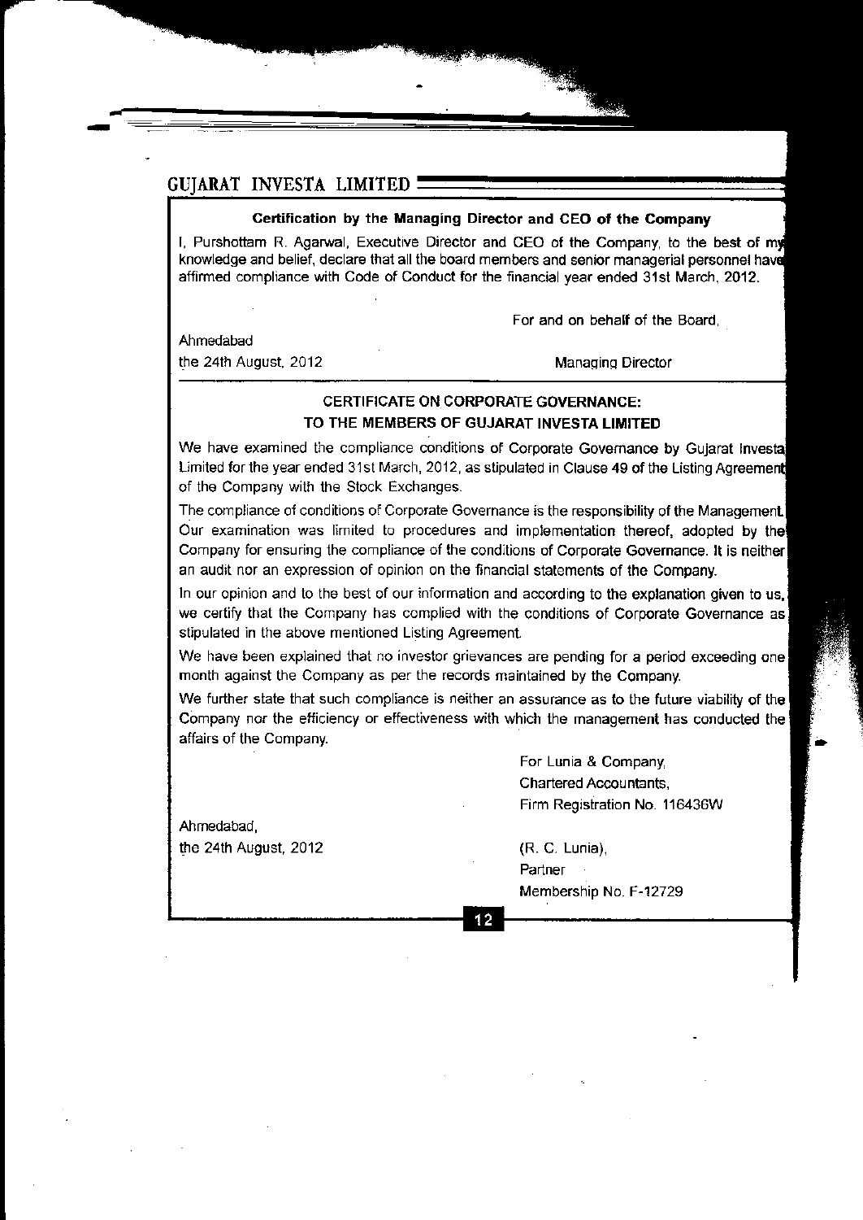### Certification by the Managing Director and CEO of the Company

I, Purshottam R. Agarwal, Executive Director and CEO of the Company, to the best of my knowledge and belief, declare that all the board members and senior managerial personnel have affirmed compliance with Code of Conduct for the financial year ended 31st March, 2012.

For and on behalf of the Board,

Ahmedabad
the 24th August, 2012

Managing Director

## CERTIFICATE ON CORPORATE GOVERNANCE:
## TO THE MEMBERS OF GUJARAT INVESTA LIMITED

We have examined the compliance conditions of Corporate Governance by Gujarat Investa Limited for the year ended 31st March, 2012, as stipulated in Clause 49 of the Listing Agreement of the Company with the Stock Exchanges.

The compliance of conditions of Corporate Governance is the responsibility of the Management. Our examination was limited to procedures and implementation thereof, adopted by the Company for ensuring the compliance of the conditions of Corporate Governance. It is neither an audit nor an expression of opinion on the financial statements of the Company.

In our opinion and to the best of our information and according to the explanation given to us, we certify that the Company has complied with the conditions of Corporate Governance as stipulated in the above mentioned Listing Agreement.

We have been explained that no investor grievances are pending for a period exceeding one month against the Company as per the records maintained by the Company.

We further state that such compliance is neither an assurance as to the future viability of the Company nor the efficiency or effectiveness with which the management has conducted the affairs of the Company.

For Lunia & Company,
Chartered Accountants,
Firm Registration No. 116436W

Ahmedabad,
the 24th August, 2012

(R. C. Lunia),
Partner
Membership No. F-12729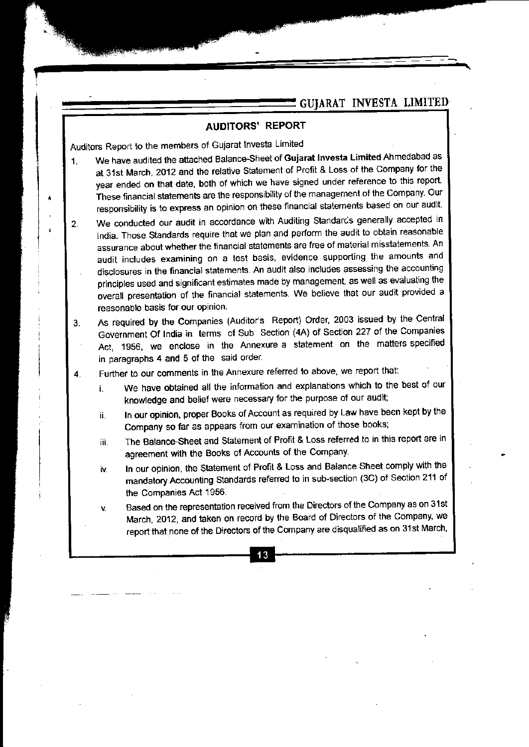## AUDITORS' REPORT

Auditors Report to the members of Gujarat Investa Limited

1. We have audited the attached Balance-Sheet of **Gujarat Investa Limited** Ahmedabad as at 31st March, 2012 and the relative Statement of Profit & Loss of the Company for the year ended on that date, both of which we have signed under reference to this report. These financial statements are the responsibility of the management of the Company. Our responsibility is to express an opinion on these financial statements based on our audit.

2. We conducted our audit in accordance with Auditing Standards generally accepted in India. Those Standards require that we plan and perform the audit to obtain reasonable assurance about whether the financial statements are free of material misstatements. An audit includes examining on a test basis, evidence supporting the amounts and disclosures in the financial statements. An audit also includes assessing the accounting principles used and significant estimates made by management, as well as evaluating the overall presentation of the financial statements. We believe that our audit provided a reasonable basis for our opinion.

3. As required by the Companies (Auditor's Report) Order, 2003 issued by the Central Government Of India in terms of Sub Section (4A) of Section 227 of the Companies Act, 1956, we enclose in the Annexure a statement on the matters specified in paragraphs 4 and 5 of the said order.

4. Further to our comments in the Annexure referred to above, we report that:

   i. We have obtained all the information and explanations which to the best of our knowledge and belief were necessary for the purpose of our audit;

   ii. In our opinion, proper Books of Account as required by Law have been kept by the Company so far as appears from our examination of those books;

   iii. The Balance-Sheet and Statement of Profit & Loss referred to in this report are in agreement with the Books of Accounts of the Company.

   iv. In our opinion, the Statement of Profit & Loss and Balance Sheet comply with the mandatory Accounting Standards referred to in sub-section (3C) of Section 211 of the Companies Act 1956.

   v. Based on the representation received from the Directors of the Company as on 31st March, 2012, and taken on record by the Board of Directors of the Company, we report that none of the Directors of the Company are disqualified as on 31st March,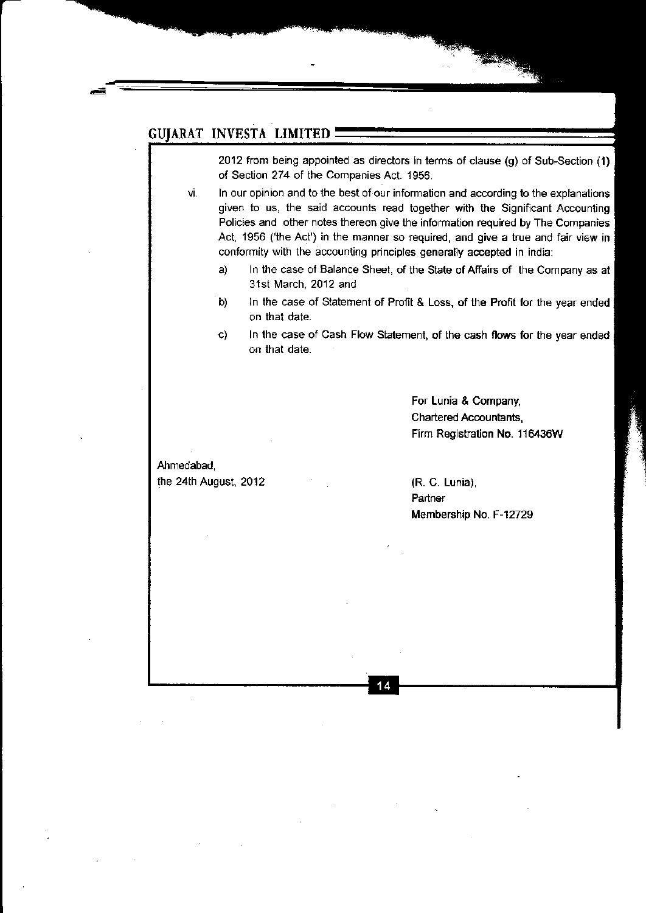2012 from being appointed as directors in terms of clause (g) of Sub-Section (1) of Section 274 of the Companies Act. 1956.

vi. In our opinion and to the best of our information and according to the explanations given to us, the said accounts read together with the Significant Accounting Policies and other notes thereon give the information required by The Companies Act, 1956 ('the Act') in the manner so required, and give a true and fair view in conformity with the accounting principles generally accepted in india:

a) In the case of Balance Sheet, of the State of Affairs of the Company as at 31st March, 2012 and

b) In the case of Statement of Profit & Loss, of the Profit for the year ended on that date.

c) In the case of Cash Flow Statement, of the cash flows for the year ended on that date.

For Lunia & Company,
Chartered Accountants,
Firm Registration No. 116436W

Ahmedabad,
the 24th August, 2012

(R. C. Lunia),
Partner
Membership No. F-12729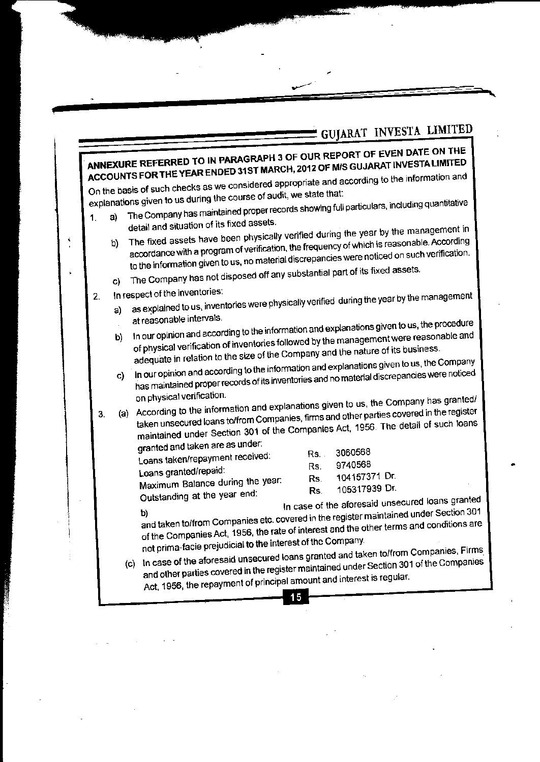## ANNEXURE REFERRED TO IN PARAGRAPH 3 OF OUR REPORT OF EVEN DATE ON THE ACCOUNTS FOR THE YEAR ENDED 31ST MARCH, 2012 OF M/S GUJARAT INVESTA LIMITED

On the basis of such checks as we considered appropriate and according to the information and explanations given to us during the course of audit, we state that:

1. a) The Company has maintained proper records showing full particulars, including quantitative detail and situation of its fixed assets.
   b) The fixed assets have been physically verified during the year by the management in accordance with a program of verification, the frequency of which is reasonable. According to the information given to us, no material discrepancies were noticed on such verification.
   c) The Company has not disposed off any substantial part of its fixed assets.
2. In respect of the inventories:
   a) as explained to us, inventories were physically verified during the year by the management at reasonable intervals.
   b) In our opinion and according to the information and explanations given to us, the procedure of physical verification of inventories followed by the management were reasonable and adequate in relation to the size of the Company and the nature of its business.
   c) In our opinion and according to the information and explanations given to us, the Company has maintained proper records of its inventories and no material discrepancies were noticed on physical verification.
3. (a) According to the information and explanations given to us, the Company has granted/ taken unsecured loans to/from Companies, firms and other parties covered in the register maintained under Section 301 of the Companies Act, 1956. The detail of such loans granted and taken are as under:

   | | |
   |---|---|
   | Loans taken/repayment received: | Rs. 3060568 |
   | Loans granted/repaid: | Rs. 9740568 |
   | Maximum Balance during the year: | Rs. 104157371 Dr. |
   | Outstanding at the year end: | Rs. 105317939 Dr. |

   b) In case of the aforesaid unsecured loans granted and taken to/from Companies etc. covered in the register maintained under Section 301 of the Companies Act, 1956, the rate of interest and the other terms and conditions are not prima-facie prejudicial to the interest of the Company.

   (c) In case of the aforesaid unsecured loans granted and taken to/from Companies, Firms and other parties covered in the register maintained under Section 301 of the Companies Act, 1956, the repayment of principal amount and interest is regular.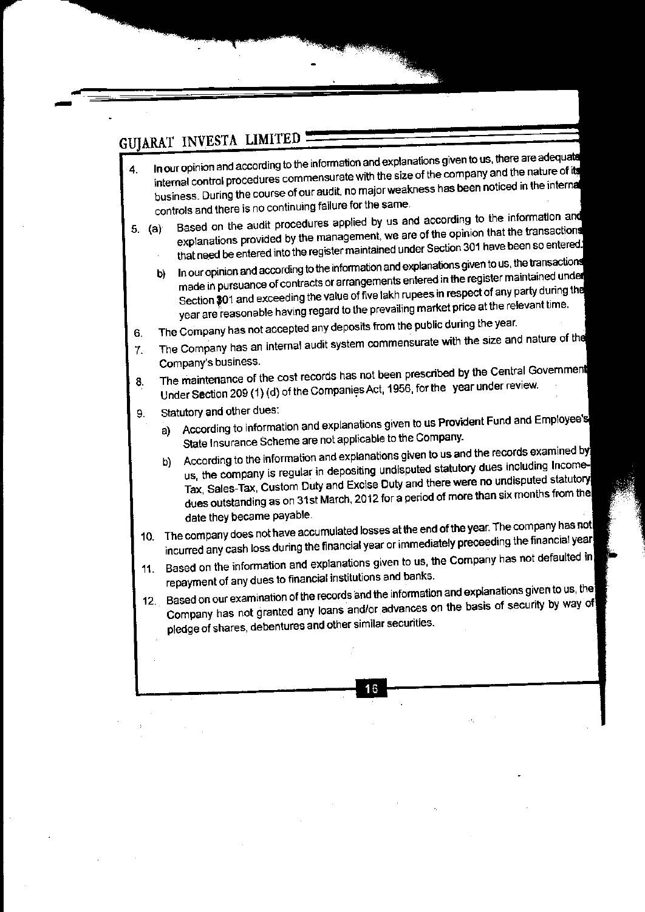4. In our opinion and according to the information and explanations given to us, there are adequate internal control procedures commensurate with the size of the company and the nature of its business. During the course of our audit, no major weakness has been noticed in the internal controls and there is no continuing failure for the same.

5. (a) Based on the audit procedures applied by us and according to the information and explanations provided by the management, we are of the opinion that the transactions that need be entered into the register maintained under Section 301 have been so entered.

   b) In our opinion and according to the information and explanations given to us, the transactions made in pursuance of contracts or arrangements entered in the register maintained under Section 301 and exceeding the value of five lakh rupees in respect of any party during the year are reasonable having regard to the prevailing market price at the relevant time.

6. The Company has not accepted any deposits from the public during the year.

7. The Company has an internal audit system commensurate with the size and nature of the Company's business.

8. The maintenance of the cost records has not been prescribed by the Central Government Under Section 209 (1) (d) of the Companies Act, 1956, for the year under review.

9. Statutory and other dues:

   a) According to information and explanations given to us Provident Fund and Employee's State Insurance Scheme are not applicable to the Company.

   b) According to the information and explanations given to us and the records examined by us, the company is regular in depositing undisputed statutory dues including Income-Tax, Sales-Tax, Custom Duty and Excise Duty and there were no undisputed statutory dues outstanding as on 31st March, 2012 for a period of more than six months from the date they became payable.

10. The company does not have accumulated losses at the end of the year. The company has not incurred any cash loss during the financial year or immediately preceeding the financial year.

11. Based on the information and explanations given to us, the Company has not defaulted in repayment of any dues to financial institutions and banks.

12. Based on our examination of the records and the information and explanations given to us, the Company has not granted any loans and/or advances on the basis of security by way of pledge of shares, debentures and other similar securities.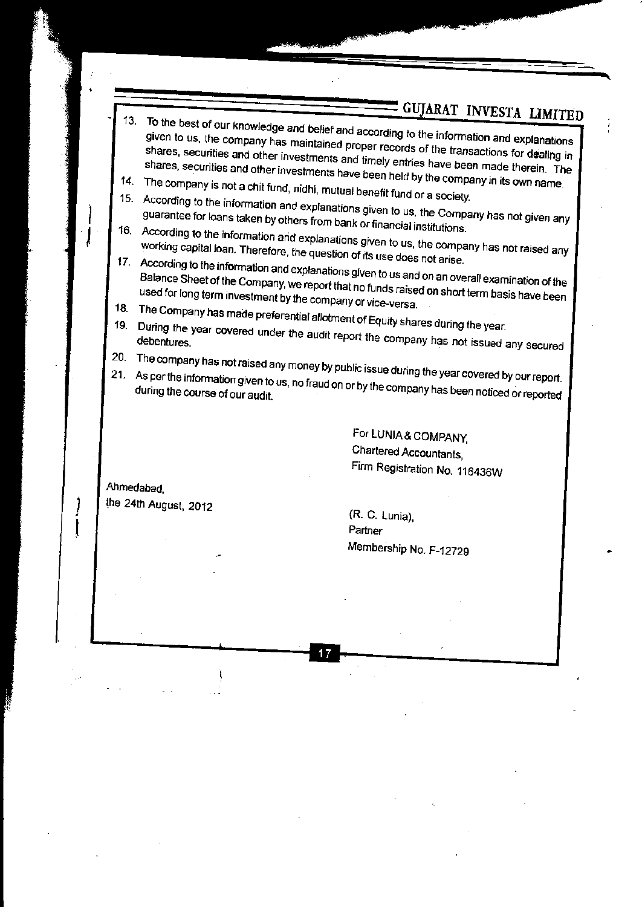13. To the best of our knowledge and belief and according to the information and explanations given to us, the company has maintained proper records of the transactions for dealing in shares, securities and other investments and timely entries have been made therein. The shares, securities and other investments have been held by the company in its own name.
14. The company is not a chit fund, nidhi, mutual benefit fund or a society.
15. According to the information and explanations given to us, the Company has not given any guarantee for loans taken by others from bank or financial institutions.
16. According to the information and explanations given to us, the company has not raised any working capital loan. Therefore, the question of its use does not arise.
17. According to the information and explanations given to us and on an overall examination of the Balance Sheet of the Company, we report that no funds raised on short term basis have been used for long term investment by the company or vice-versa.
18. The Company has made preferential allotment of Equity shares during the year.
19. During the year covered under the audit report the company has not issued any secured debentures.
20. The company has not raised any money by public issue during the year covered by our report.
21. As per the information given to us, no fraud on or by the company has been noticed or reported during the course of our audit.

For LUNIA & COMPANY,
Chartered Accountants,
Firm Registration No. 116436W

Ahmedabad,
the 24th August, 2012

(R. C. Lunia),
Partner
Membership No. F-12729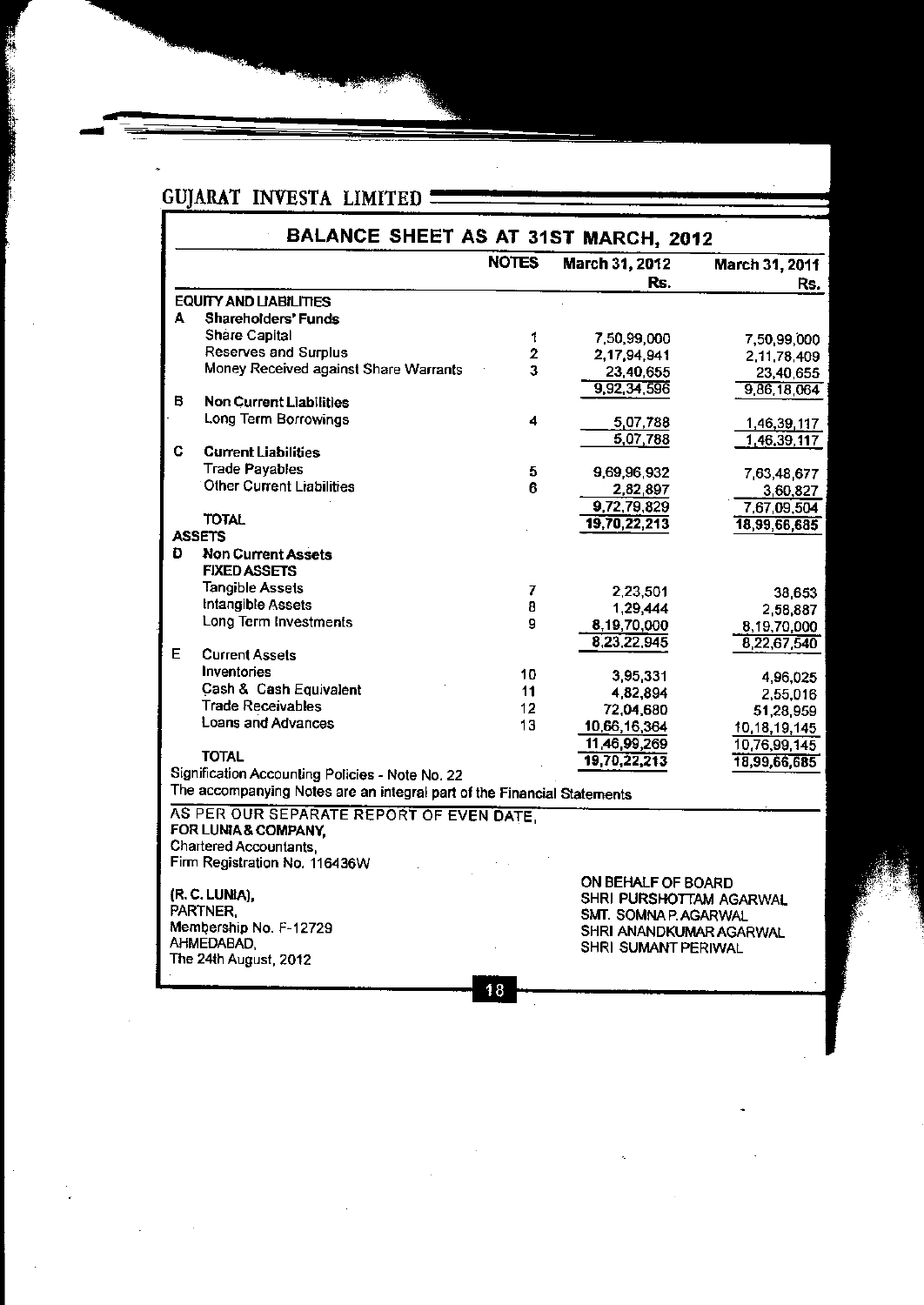## GUJARAT INVESTA LIMITED

### BALANCE SHEET AS AT 31ST MARCH, 2012

| | | NOTES | March 31, 2012 Rs. | March 31, 2011 Rs. |
|---|---|---|---|---|
| **EQUITY AND LIABILITIES** | | | | |
| **A** | **Shareholders' Funds** | | | |
| | Share Capital | 1 | 7,50,99,000 | 7,50,99,000 |
| | Reserves and Surplus | 2 | 2,17,94,941 | 2,11,78,409 |
| | Money Received against Share Warrants | 3 | 23,40,655 | 23,40,655 |
| | | | 9,92,34,596 | 9,86,18,064 |
| **B** | **Non Current Liabilities** | | | |
| | Long Term Borrowings | 4 | 5,07,788 | 1,46,39,117 |
| | | | 5,07,788 | 1,46,39,117 |
| **C** | **Current Liabilities** | | | |
| | Trade Payables | 5 | 9,69,96,932 | 7,63,48,677 |
| | Other Current Liabilities | 6 | 2,82,897 | 3,60,827 |
| | | | 9,72,79,829 | 7,67,09,504 |
| | **TOTAL** | | 19,70,22,213 | 18,99,66,685 |
| **ASSETS** | | | | |
| **D** | **Non Current Assets** | | | |
| | **FIXED ASSETS** | | | |
| | Tangible Assets | 7 | 2,23,501 | 38,653 |
| | Intangible Assets | 8 | 1,29,444 | 2,58,887 |
| | Long Term Investments | 9 | 8,19,70,000 | 8,19,70,000 |
| | | | 8,23,22,945 | 8,22,67,540 |
| **E** | **Current Assets** | | | |
| | Inventories | 10 | 3,95,331 | 4,96,025 |
| | Cash & Cash Equivalent | 11 | 4,82,894 | 2,55,016 |
| | Trade Receivables | 12 | 72,04,680 | 51,28,959 |
| | Loans and Advances | 13 | 10,66,16,364 | 10,18,19,145 |
| | | | 11,46,99,269 | 10,76,99,145 |
| | **TOTAL** | | 19,70,22,213 | 18,99,66,685 |

Signification Accounting Policies - Note No. 22

The accompanying Notes are an integral part of the Financial Statements

AS PER OUR SEPARATE REPORT OF EVEN DATE,
**FOR LUNIA & COMPANY,**
Chartered Accountants,
Firm Registration No. 116436W

**(R. C. LUNIA),**
PARTNER,
Membership No. F-12729
AHMEDABAD,
The 24th August, 2012

ON BEHALF OF BOARD
SHRI PURSHOTTAM AGARWAL
SMT. SOMNA P. AGARWAL
SHRI ANANDKUMAR AGARWAL
SHRI SUMANT PERIWAL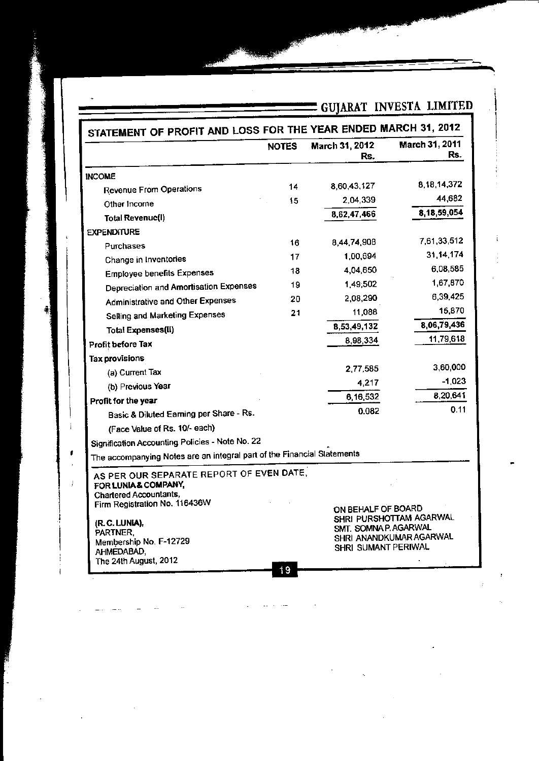GUJARAT INVESTA LIMITED

## STATEMENT OF PROFIT AND LOSS FOR THE YEAR ENDED MARCH 31, 2012

| | NOTES | March 31, 2012 Rs. | March 31, 2011 Rs. |
|---|---|---|---|
| **INCOME** | | | |
| Revenue From Operations | 14 | 8,60,43,127 | 8,18,14,372 |
| Other Income | 15 | 2,04,339 | 44,682 |
| **Total Revenue(I)** | | 8,62,47,466 | **8,18,59,054** |
| **EXPENDITURE** | | | |
| Purchases | 16 | 8,44,74,908 | 7,61,33,512 |
| Change in Inventories | 17 | 1,00,694 | 31,14,174 |
| Employee benefits Expenses | 18 | 4,04,650 | 6,08,585 |
| Depreciation and Amortisation Expenses | 19 | 1,49,502 | 1,67,870 |
| Administrative and Other Expenses | 20 | 2,08,290 | 6,39,425 |
| Selling and Marketing Expenses | 21 | 11,088 | 15,870 |
| **Total Expenses(II)** | | **8,53,49,132** | **8,06,79,436** |
| **Profit before Tax** | | 8,98,334 | 11,79,618 |
| **Tax provisions** | | | |
| (a) Current Tax | | 2,77,585 | 3,60,000 |
| (b) Previous Year | | 4,217 | -1,023 |
| **Profit for the year** | | 6,16,532 | 8,20,641 |
| Basic & Diluted Earning per Share - Rs. | | 0.082 | 0.11 |
| (Face Value of Rs. 10/- each) | | | |

Signification Accounting Policies - Note No. 22

The accompanying Notes are an integral part of the Financial Statements

AS PER OUR SEPARATE REPORT OF EVEN DATE,
**FOR LUNIA & COMPANY,**
Chartered Accountants,
Firm Registration No. 116436W

**(R. C. LUNIA),**
PARTNER,
Membership No. F-12729
AHMEDABAD,
The 24th August, 2012

ON BEHALF OF BOARD
SHRI PURSHOTTAM AGARWAL
SMT. SOMNA P. AGARWAL
SHRI ANANDKUMAR AGARWAL
SHRI SUMANT PERIWAL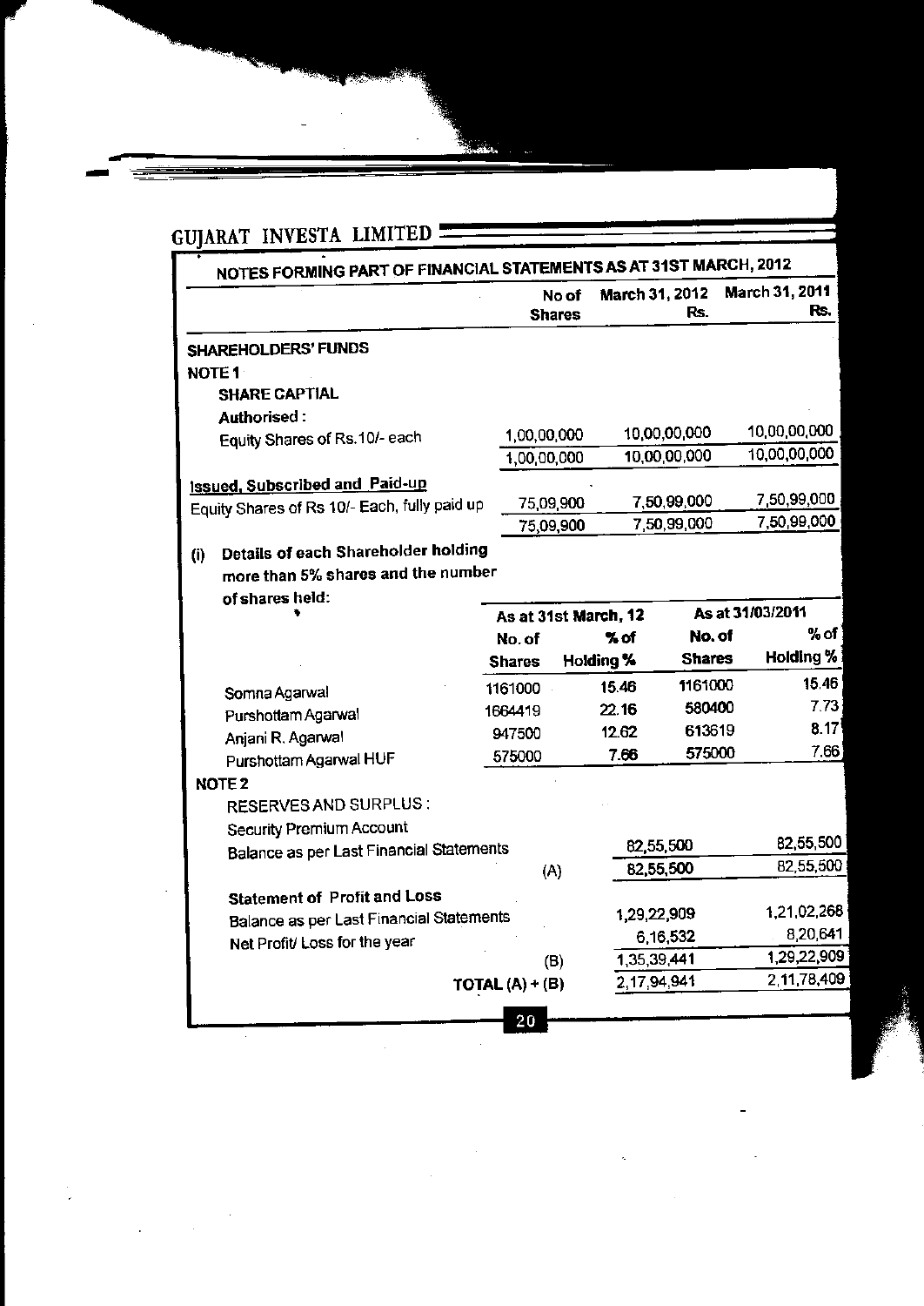## GUJARAT INVESTA LIMITED

### NOTES FORMING PART OF FINANCIAL STATEMENTS AS AT 31ST MARCH, 2012

| | No of Shares | March 31, 2012 Rs. | March 31, 2011 Rs. |
|---|---|---|---|
| **SHAREHOLDERS' FUNDS** | | | |
| **NOTE 1** | | | |
| **SHARE CAPTIAL** | | | |
| **Authorised :** | | | |
| Equity Shares of Rs.10/- each | 1,00,00,000 | 10,00,00,000 | 10,00,00,000 |
| | 1,00,00,000 | 10,00,00,000 | 10,00,00,000 |
| **Issued, Subscribed and Paid-up** | | | |
| Equity Shares of Rs 10/- Each, fully paid up | 75,09,900 | 7,50,99,000 | 7,50,99,000 |
| | 75,09,900 | 7,50,99,000 | 7,50,99,000 |

**(i) Details of each Shareholder holding more than 5% shares and the number of shares held:**

| | As at 31st March, 12 | | As at 31/03/2011 | |
|---|---|---|---|---|
| | No. of Shares | % of Holding % | No. of Shares | % of Holding % |
| Somna Agarwal | 1161000 | 15.46 | 1161000 | 15.46 |
| Purshottam Agarwal | 1664419 | 22.16 | 580400 | 7.73 |
| Anjani R. Agarwal | 947500 | 12.62 | 613619 | 8.17 |
| Purshottam Agarwal HUF | 575000 | 7.66 | 575000 | 7.66 |

**NOTE 2**

| | | March 31, 2012 Rs. | March 31, 2011 Rs. |
|---|---|---|---|
| RESERVES AND SURPLUS : | | | |
| Security Premium Account | | | |
| Balance as per Last Financial Statements | | 82,55,500 | 82,55,500 |
| | (A) | 82,55,500 | 82,55,500 |
| **Statement of Profit and Loss** | | | |
| Balance as per Last Financial Statements | | 1,29,22,909 | 1,21,02,268 |
| Net Profit/ Loss for the year | | 6,16,532 | 8,20,641 |
| | (B) | 1,35,39,441 | 1,29,22,909 |
| | TOTAL (A) + (B) | 2,17,94,941 | 2,11,78,409 |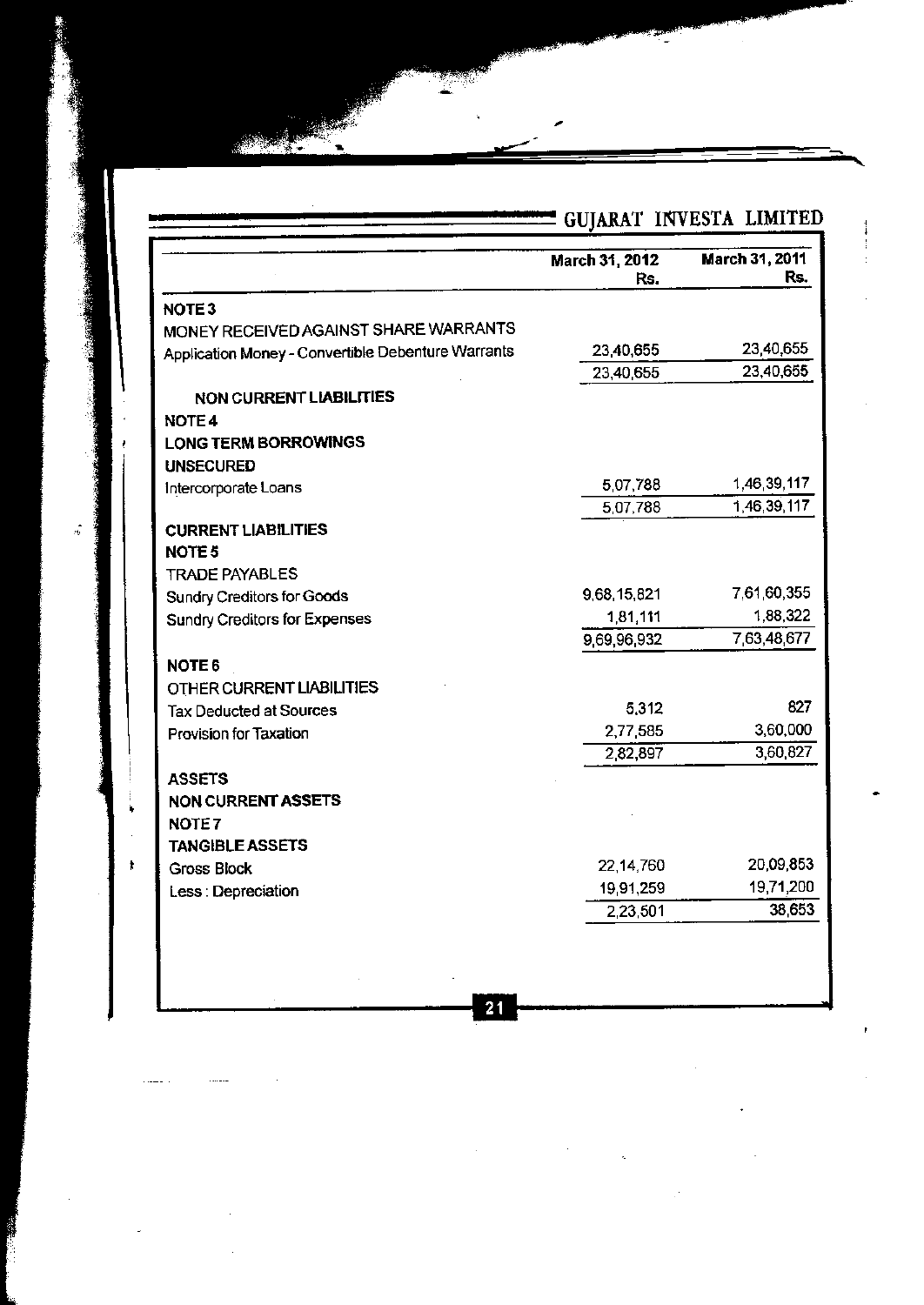| | March 31, 2012 Rs. | March 31, 2011 Rs. |
|---|---|---|
| **NOTE 3** | | |
| MONEY RECEIVED AGAINST SHARE WARRANTS | | |
| Application Money - Convertible Debenture Warrants | 23,40,655 | 23,40,655 |
| | 23,40,655 | 23,40,655 |
| **NON CURRENT LIABILITIES** | | |
| **NOTE 4** | | |
| **LONG TERM BORROWINGS** | | |
| **UNSECURED** | | |
| Intercorporate Loans | 5,07,788 | 1,46,39,117 |
| | 5,07,788 | 1,46,39,117 |
| **CURRENT LIABILITIES** | | |
| **NOTE 5** | | |
| TRADE PAYABLES | | |
| Sundry Creditors for Goods | 9,68,15,821 | 7,61,60,355 |
| Sundry Creditors for Expenses | 1,81,111 | 1,88,322 |
| | 9,69,96,932 | 7,63,48,677 |
| **NOTE 6** | | |
| OTHER CURRENT LIABILITIES | | |
| Tax Deducted at Sources | 5,312 | 827 |
| Provision for Taxation | 2,77,585 | 3,60,000 |
| | 2,82,897 | 3,60,827 |
| **ASSETS** | | |
| **NON CURRENT ASSETS** | | |
| **NOTE 7** | | |
| **TANGIBLE ASSETS** | | |
| Gross Block | 22,14,760 | 20,09,853 |
| Less : Depreciation | 19,91,259 | 19,71,200 |
| | 2,23,501 | 38,653 |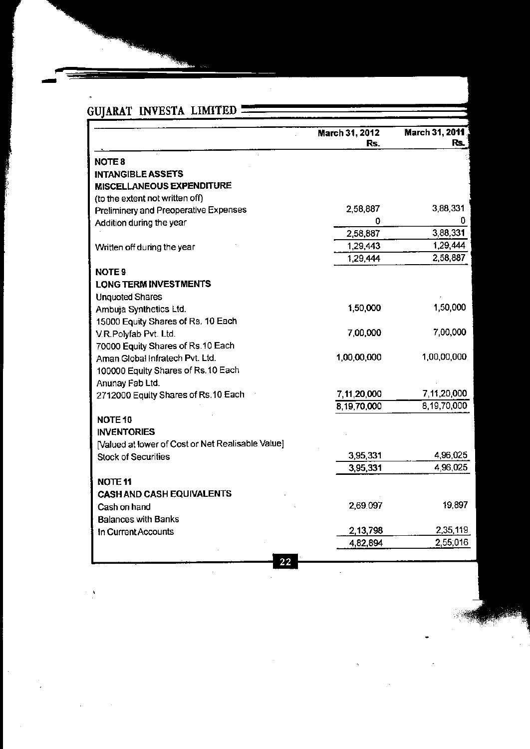| | March 31, 2012 Rs. | March 31, 2011 Rs. |
|---|---|---|
| **NOTE 8** | | |
| **INTANGIBLE ASSETS** | | |
| **MISCELLANEOUS EXPENDITURE** | | |
| (to the extent not written off) | | |
| Preliminery and Preoperative Expenses | 2,58,887 | 3,88,331 |
| Addition during the year | 0 | 0 |
| | 2,58,887 | 3,88,331 |
| Written off during the year | 1,29,443 | 1,29,444 |
| | 1,29,444 | 2,58,887 |
| **NOTE 9** | | |
| **LONG TERM INVESTMENTS** | | |
| Unquoted Shares | | |
| Ambuja Synthetics Ltd. | 1,50,000 | 1,50,000 |
| 15000 Equity Shares of Rs. 10 Each | | |
| V.R.Polyfab Pvt. Ltd. | 7,00,000 | 7,00,000 |
| 70000 Equity Shares of Rs.10 Each | | |
| Aman Global Infratech Pvt. Ltd. | 1,00,00,000 | 1,00,00,000 |
| 100000 Equity Shares of Rs.10 Each | | |
| Anunay Fab Ltd. | | |
| 2712000 Equity Shares of Rs.10 Each | 7,11,20,000 | 7,11,20,000 |
| | 8,19,70,000 | 8,19,70,000 |
| **NOTE 10** | | |
| **INVENTORIES** | | |
| [Valued at lower of Cost or Net Realisable Value] | | |
| Stock of Securities | 3,95,331 | 4,96,025 |
| | 3,95,331 | 4,96,025 |
| **NOTE 11** | | |
| **CASH AND CASH EQUIVALENTS** | | |
| Cash on hand | 2,69,097 | 19,897 |
| Balances with Banks | | |
| In Current Accounts | 2,13,798 | 2,35,119 |
| | 4,82,894 | 2,55,016 |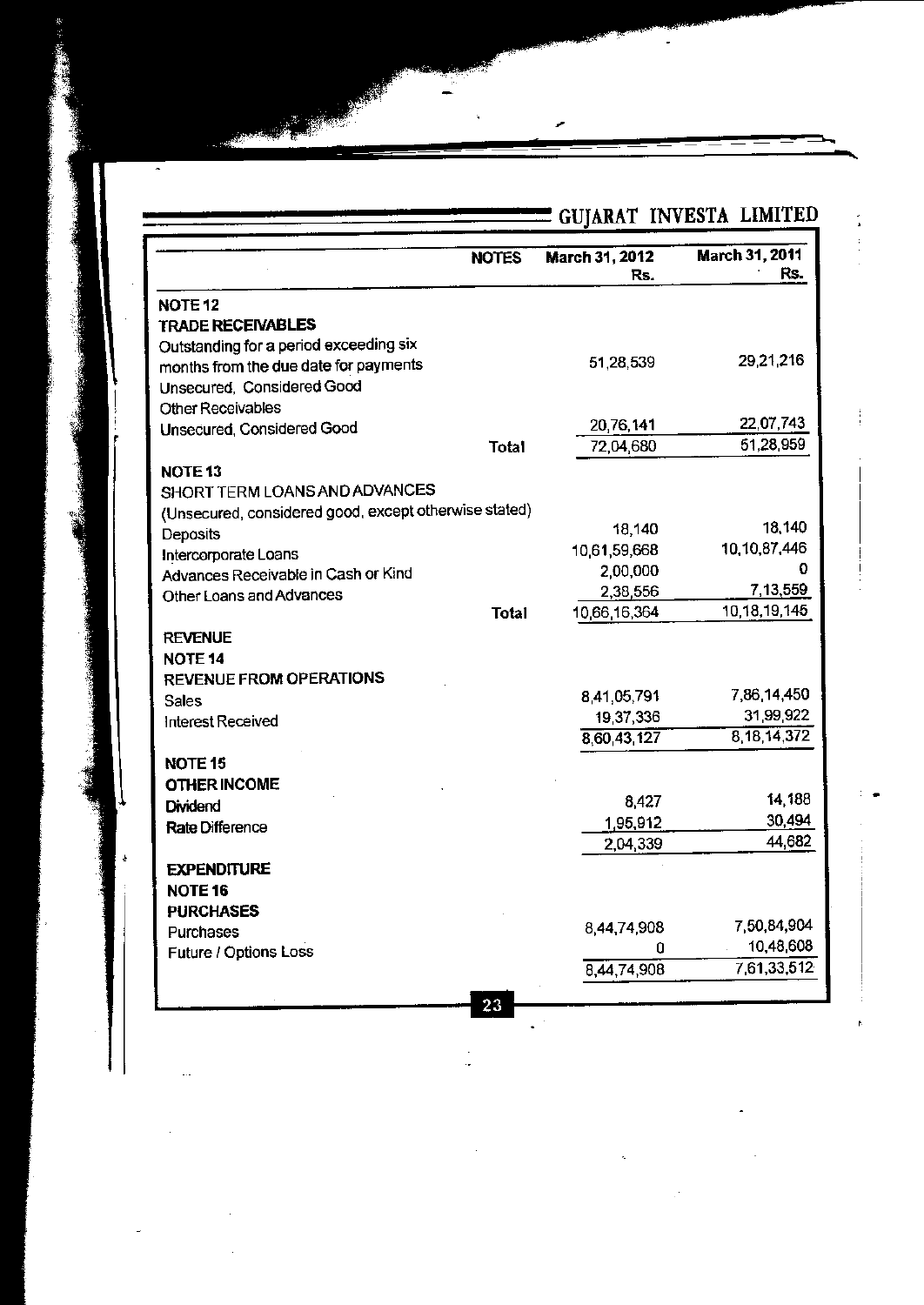| | NOTES | March 31, 2012 Rs. | March 31, 2011 Rs. |
|---|---|---|---|
| **NOTE 12** | | | |
| **TRADE RECEIVABLES** | | | |
| Outstanding for a period exceeding six months from the due date for payments | | 51,28,539 | 29,21,216 |
| Unsecured, Considered Good | | | |
| Other Receivables | | | |
| Unsecured, Considered Good | | 20,76,141 | 22,07,743 |
| | **Total** | 72,04,680 | 51,28,959 |
| **NOTE 13** | | | |
| SHORT TERM LOANS AND ADVANCES | | | |
| (Unsecured, considered good, except otherwise stated) | | | |
| Deposits | | 18,140 | 18,140 |
| Intercorporate Loans | | 10,61,59,668 | 10,10,87,446 |
| Advances Receivable in Cash or Kind | | 2,00,000 | 0 |
| Other Loans and Advances | | 2,38,556 | 7,13,559 |
| | **Total** | 10,66,16,364 | 10,18,19,145 |
| **REVENUE** | | | |
| **NOTE 14** | | | |
| **REVENUE FROM OPERATIONS** | | | |
| Sales | | 8,41,05,791 | 7,86,14,450 |
| Interest Received | | 19,37,336 | 31,99,922 |
| | | 8,60,43,127 | 8,18,14,372 |
| **NOTE 15** | | | |
| **OTHER INCOME** | | | |
| Dividend | | 8,427 | 14,188 |
| Rate Difference | | 1,95,912 | 30,494 |
| | | 2,04,339 | 44,682 |
| **EXPENDITURE** | | | |
| **NOTE 16** | | | |
| **PURCHASES** | | | |
| Purchases | | 8,44,74,908 | 7,50,84,904 |
| Future / Options Loss | | 0 | 10,48,608 |
| | | 8,44,74,908 | 7,61,33,512 |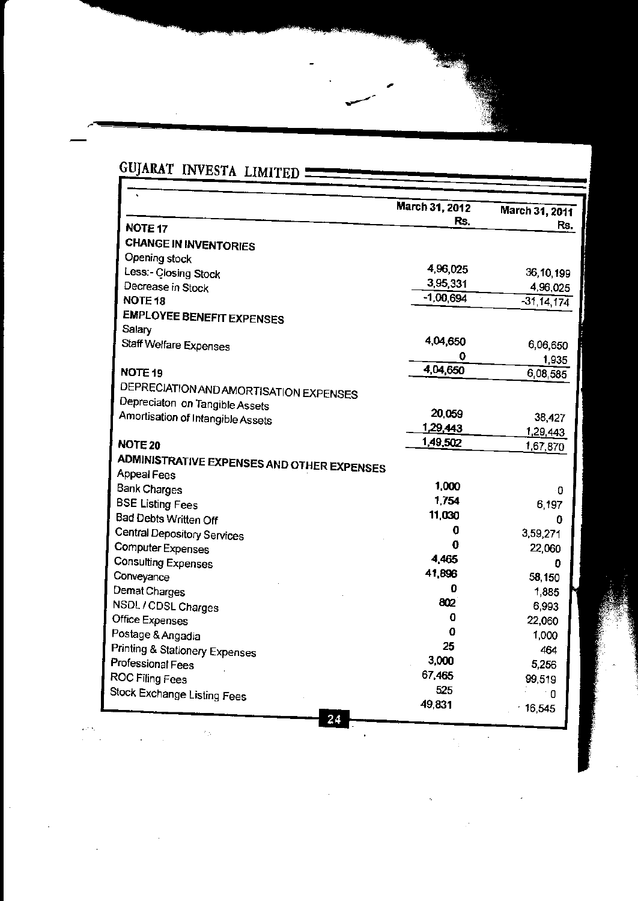## GUJARAT INVESTA LIMITED

| | March 31, 2012 Rs. | March 31, 2011 Rs. |
|---|---|---|
| **NOTE 17** | | |
| **CHANGE IN INVENTORIES** | | |
| Opening stock | 4,96,025 | 36,10,199 |
| Less:- Closing Stock | 3,95,331 | 4,96,025 |
| Decrease in Stock | -1,00,694 | -31,14,174 |
| **NOTE 18** | | |
| **EMPLOYEE BENEFIT EXPENSES** | | |
| Salary | 4,04,650 | 6,06,650 |
| Staff Welfare Expenses | 0 | 1,935 |
| | 4,04,650 | 6,08,585 |
| **NOTE 19** | | |
| DEPRECIATION AND AMORTISATION EXPENSES | | |
| Depreciaton on Tangible Assets | 20,059 | 38,427 |
| Amortisation of Intangible Assets | 1,29,443 | 1,29,443 |
| | 1,49,502 | 1,67,870 |
| **NOTE 20** | | |
| **ADMINISTRATIVE EXPENSES AND OTHER EXPENSES** | | |
| Appeal Fees | 1,000 | 0 |
| Bank Charges | 1,754 | 6,197 |
| BSE Listing Fees | 11,030 | 0 |
| Bad Debts Written Off | 0 | 3,59,271 |
| Central Depository Services | 0 | 22,060 |
| Computer Expenses | 4,465 | 0 |
| Consulting Expenses | 41,896 | 58,150 |
| Conveyance | 0 | 1,885 |
| Demat Charges | 802 | 6,993 |
| NSDL / CDSL Charges | 0 | 22,060 |
| Office Expenses | 0 | 1,000 |
| Postage & Angadia | 25 | 464 |
| Printing & Stationery Expenses | 3,000 | 5,256 |
| Professional Fees | 67,465 | 99,519 |
| ROC Filing Fees | 525 | 0 |
| Stock Exchange Listing Fees | 49,831 | 16,545 |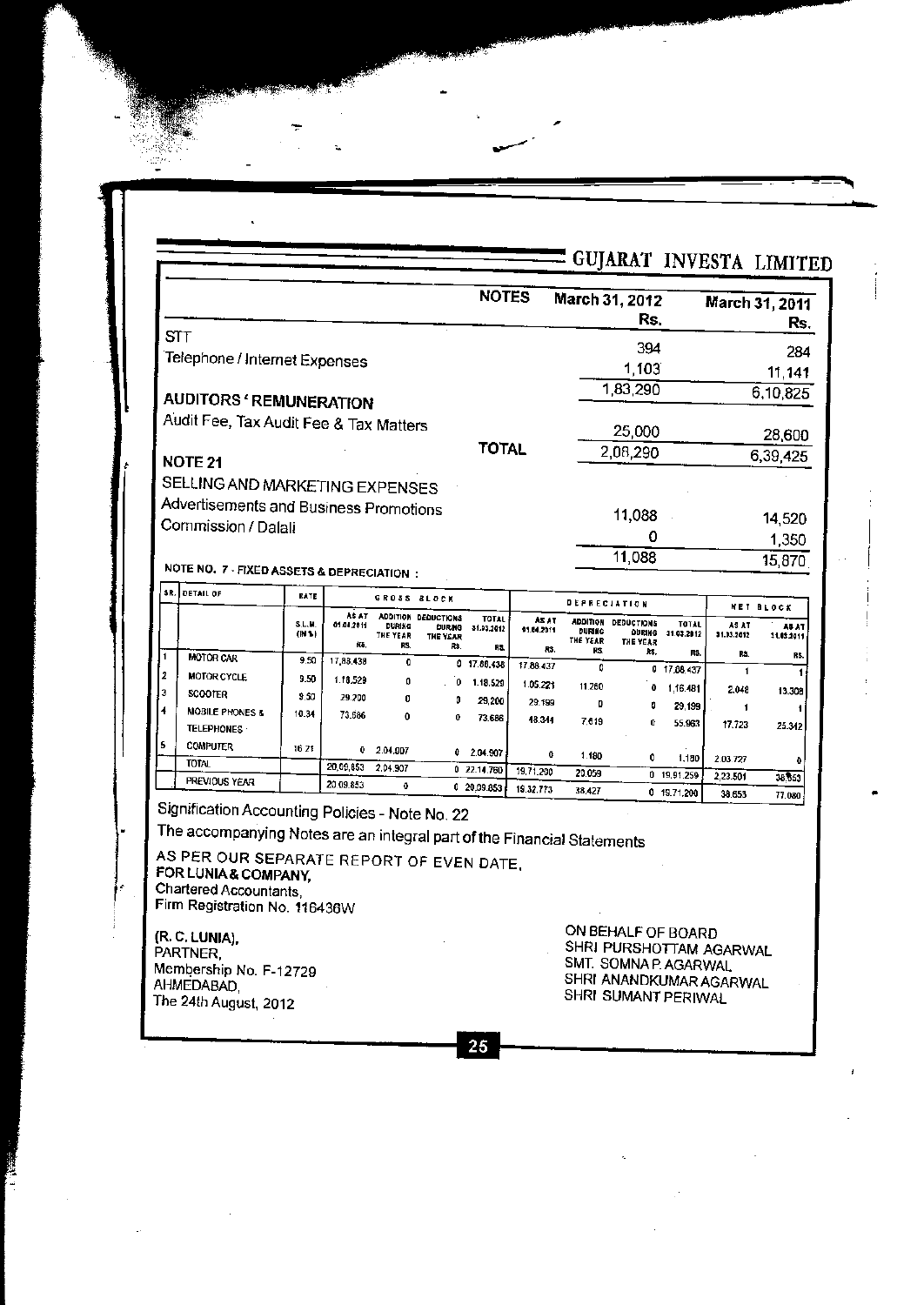| | NOTES | March 31, 2012 Rs. | March 31, 2011 Rs. |
|---|---|---|---|
| STT | | 394 | 284 |
| Telephone / Internet Expenses | | 1,103 | 11,141 |
| | | 1,83,290 | 6,10,825 |
| **AUDITORS ' REMUNERATION** | | | |
| Audit Fee, Tax Audit Fee & Tax Matters | | 25,000 | 28,600 |
| | **TOTAL** | 2,08,290 | 6,39,425 |

**NOTE 21**

| SELLING AND MARKETING EXPENSES | March 31, 2012 Rs. | March 31, 2011 Rs. |
|---|---|---|
| Advertisements and Business Promotions | 11,088 | 14,520 |
| Commission / Dalali | 0 | 1,350 |
| | 11,088 | 15,870 |

**NOTE NO. 7 - FIXED ASSETS & DEPRECIATION :**

| SR. | DETAIL OF | RATE | GROSS BLOCK | | | | DEPRECIATION | | | | NET BLOCK | |
|---|---|---|---|---|---|---|---|---|---|---|---|---|
| | | S.L.M. (IN %) | AS AT 01.04.2011 RS. | ADDITION DURING THE YEAR RS. | DEDUCTIONS DURING THE YEAR RS. | TOTAL 31.03.2012 RS. | AS AT 01.04.2011 RS. | ADDITION DURING THE YEAR RS. | DEDUCTIONS DURING THE YEAR RS. | TOTAL 31.03.2012 RS. | AS AT 31.03.2012 RS. | AS AT 31.03.2011 RS. |
| 1 | MOTOR CAR | 9.50 | 17,88,438 | 0 | 0 | 17,88,438 | 17,88,437 | 0 | 0 | 17,88,437 | 1 | 1 |
| 2 | MOTOR CYCLE | 9.50 | 1,18,529 | 0 | 0 | 1,18,529 | 1,05,221 | 11,260 | 0 | 1,16,481 | 2,048 | 13,308 |
| 3 | SCOOTER | 9.50 | 29,200 | 0 | 0 | 29,200 | 29,199 | 0 | 0 | 29,199 | 1 | 1 |
| 4 | MOBILE PHONES & TELEPHONES | 10.34 | 73,686 | 0 | 0 | 73,686 | 48,344 | 7,619 | 0 | 55,963 | 17,723 | 25,342 |
| 5 | COMPUTER | 16.21 | 0 | 2,04,907 | 0 | 2,04,907 | 0 | 1,180 | 0 | 1,180 | 2,03,727 | 0 |
| | TOTAL | | 20,09,853 | 2,04,907 | 0 | 22,14,760 | 19,71,200 | 20,059 | 0 | 19,91,259 | 2,23,501 | 38,653 |
| | PREVIOUS YEAR | | 20,09,853 | 0 | 0 | 20,09,853 | 19,32,773 | 38,427 | 0 | 19,71,200 | 38,653 | 77,080 |

Signification Accounting Policies - Note No. 22

The accompanying Notes are an integral part of the Financial Statements

AS PER OUR SEPARATE REPORT OF EVEN DATE,
**FOR LUNIA & COMPANY,**
Chartered Accountants,
Firm Registration No. 116436W

**(R. C. LUNIA),**
PARTNER,
Membership No. F-12729
AHMEDABAD,
The 24th August, 2012

ON BEHALF OF BOARD
SHRI PURSHOTTAM AGARWAL
SMT. SOMNA P. AGARWAL
SHRI ANANDKUMAR AGARWAL
SHRI SUMANT PERIWAL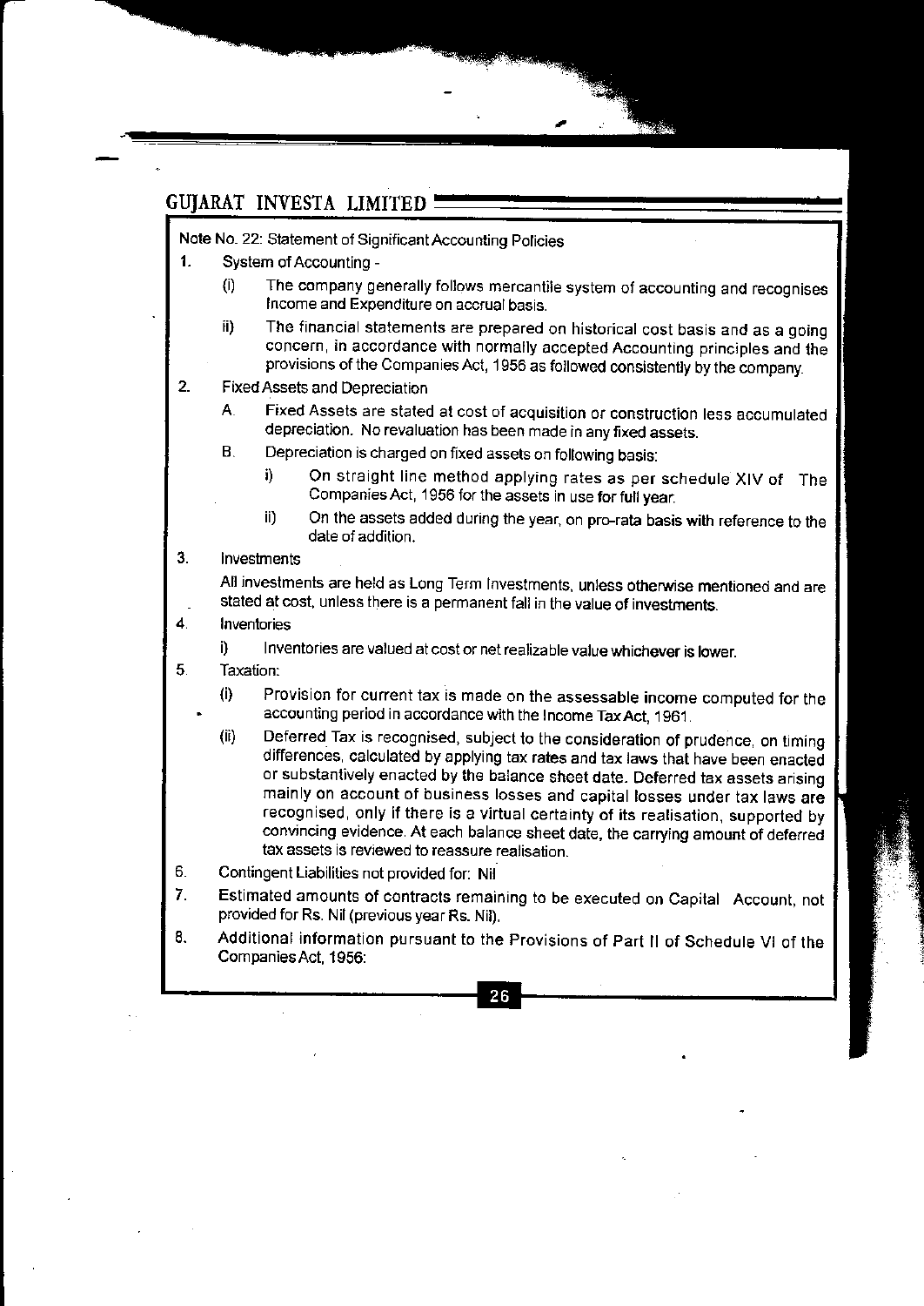Note No. 22: Statement of Significant Accounting Policies

1. System of Accounting -
   (i) The company generally follows mercantile system of accounting and recognises Income and Expenditure on accrual basis.
   ii) The financial statements are prepared on historical cost basis and as a going concern, in accordance with normally accepted Accounting principles and the provisions of the Companies Act, 1956 as followed consistently by the company.
2. Fixed Assets and Depreciation
   A. Fixed Assets are stated at cost of acquisition or construction less accumulated depreciation. No revaluation has been made in any fixed assets.
   B. Depreciation is charged on fixed assets on following basis:
      i) On straight line method applying rates as per schedule XIV of The Companies Act, 1956 for the assets in use for full year.
      ii) On the assets added during the year, on pro-rata basis with reference to the date of addition.
3. Investments

   All investments are held as Long Term Investments, unless otherwise mentioned and are stated at cost, unless there is a permanent fall in the value of investments.
4. Inventories
   i) Inventories are valued at cost or net realizable value whichever is lower.
5. Taxation:
   (i) Provision for current tax is made on the assessable income computed for the accounting period in accordance with the Income Tax Act, 1961.
   (ii) Deferred Tax is recognised, subject to the consideration of prudence, on timing differences, calculated by applying tax rates and tax laws that have been enacted or substantively enacted by the balance sheet date. Deferred tax assets arising mainly on account of business losses and capital losses under tax laws are recognised, only if there is a virtual certainty of its realisation, supported by convincing evidence. At each balance sheet date, the carrying amount of deferred tax assets is reviewed to reassure realisation.
6. Contingent Liabilities not provided for: Nil
7. Estimated amounts of contracts remaining to be executed on Capital Account, not provided for Rs. Nil (previous year Rs. Nil).
8. Additional information pursuant to the Provisions of Part II of Schedule VI of the Companies Act, 1956: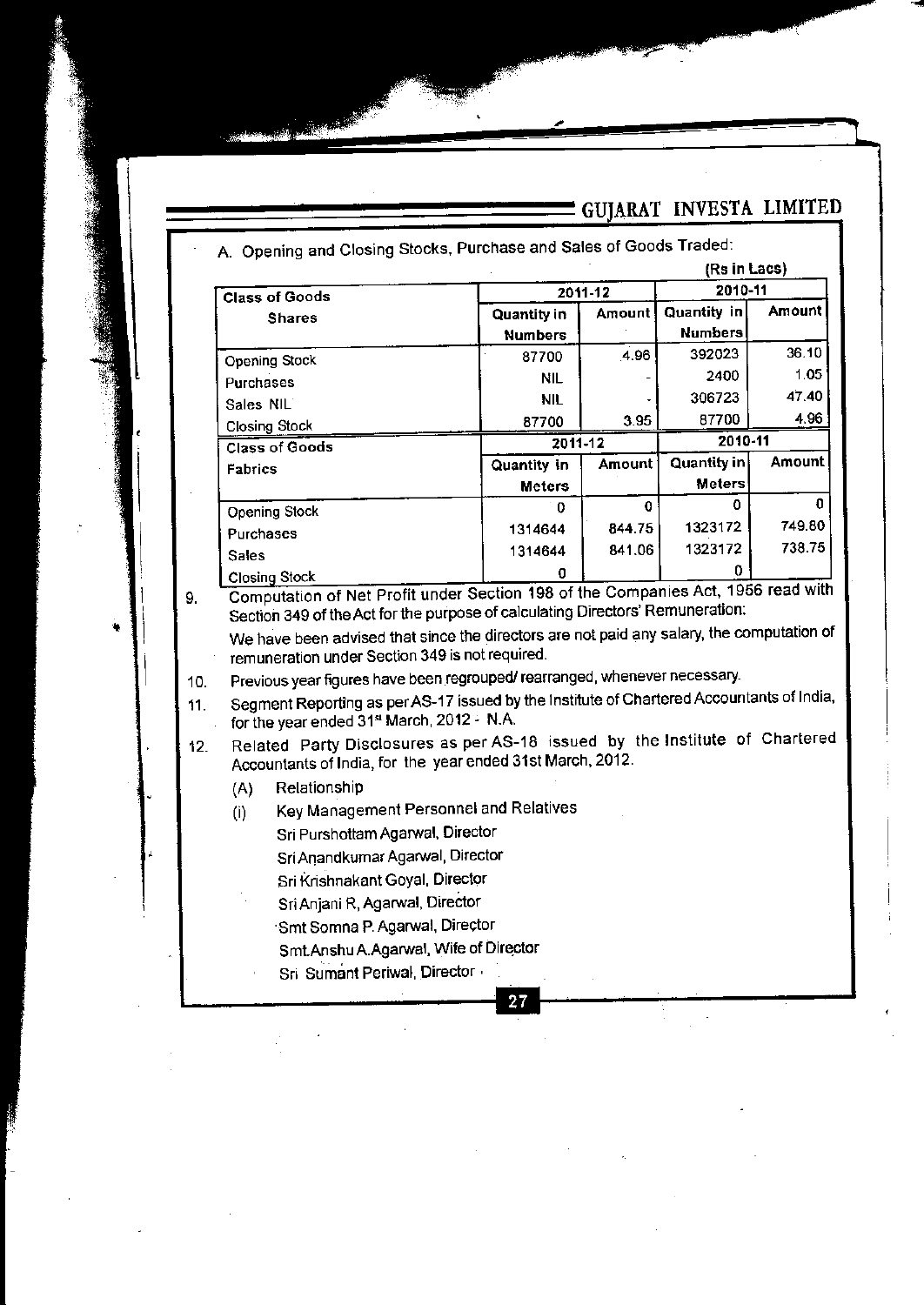A. Opening and Closing Stocks, Purchase and Sales of Goods Traded:

(Rs in Lacs)

| Class of Goods | 2011-12 | | 2010-11 | |
|---|---|---|---|---|
| Shares | Quantity in Numbers | Amount | Quantity in Numbers | Amount |
| Opening Stock | 87700 | 4.96 | 392023 | 36.10 |
| Purchases | NIL | - | 2400 | 1.05 |
| Sales NIL | NIL | - | 306723 | 47.40 |
| Closing Stock | 87700 | 3.95 | 87700 | 4.96 |

| Class of Goods | 2011-12 | | 2010-11 | |
|---|---|---|---|---|
| Fabrics | Quantity in Meters | Amount | Quantity in Meters | Amount |
| Opening Stock | 0 | 0 | 0 | 0 |
| Purchases | 1314644 | 844.75 | 1323172 | 749.80 |
| Sales | 1314644 | 841.06 | 1323172 | 738.75 |
| Closing Stock | 0 | | 0 | |

9. Computation of Net Profit under Section 198 of the Companies Act, 1956 read with Section 349 of the Act for the purpose of calculating Directors' Remuneration:

   We have been advised that since the directors are not paid any salary, the computation of remuneration under Section 349 is not required.

10. Previous year figures have been regrouped/ rearranged, whenever necessary.

11. Segment Reporting as per AS-17 issued by the Institute of Chartered Accountants of India, for the year ended 31st March, 2012 - N.A.

12. Related Party Disclosures as per AS-18 issued by the Institute of Chartered Accountants of India, for the year ended 31st March, 2012.

    (A) Relationship

    (i) Key Management Personnel and Relatives

    Sri Purshottam Agarwal, Director

    Sri Anandkumar Agarwal, Director

    Sri Krishnakant Goyal, Director

    Sri Anjani R, Agarwal, Director

    Smt Somna P. Agarwal, Director

    Smt.Anshu A.Agarwal, Wife of Director

    Sri Sumant Periwal, Director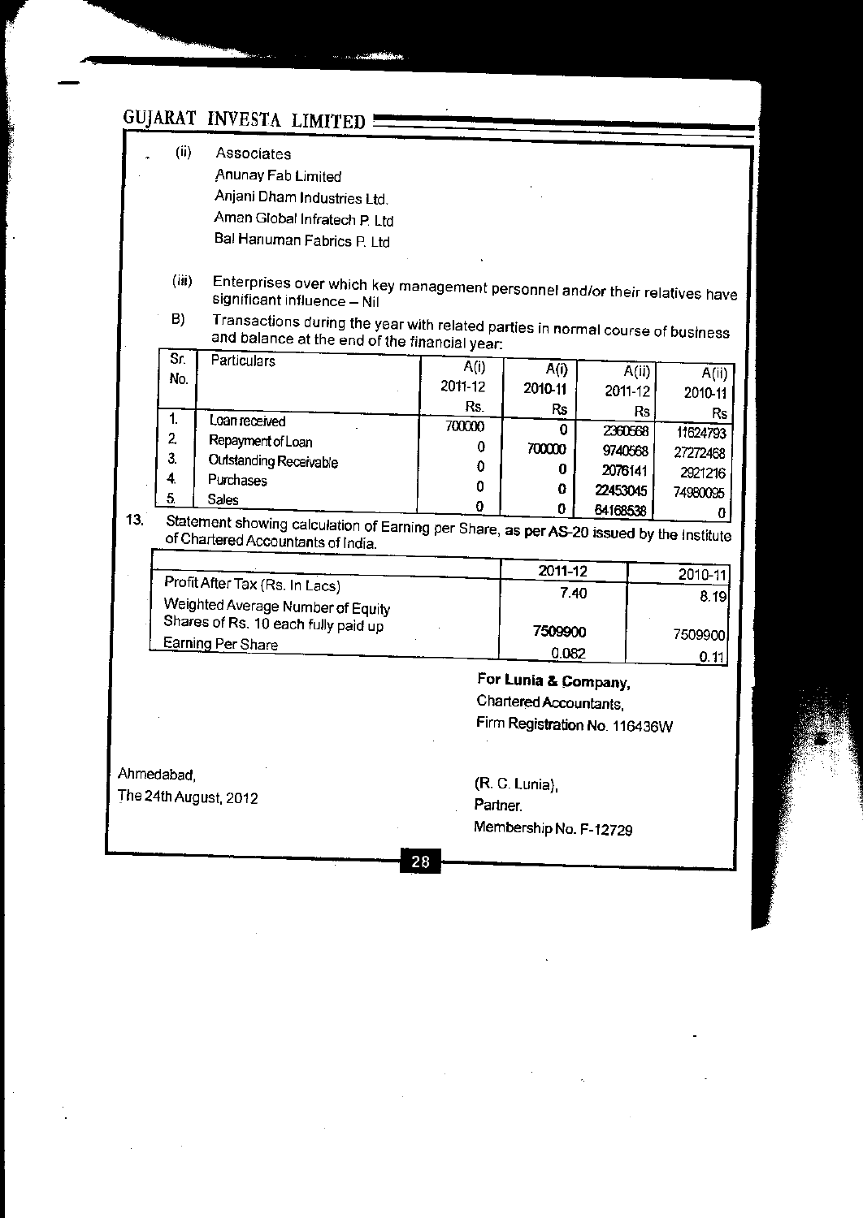(ii) Associates

Anunay Fab Limited

Anjani Dham Industries Ltd.

Aman Global Infratech P. Ltd

Bal Hanuman Fabrics P. Ltd

(iii) Enterprises over which key management personnel and/or their relatives have significant influence – Nil

B) Transactions during the year with related parties in normal course of business and balance at the end of the financial year:

| Sr. No. | Particulars | A(i) 2011-12 Rs. | A(i) 2010-11 Rs | A(ii) 2011-12 Rs | A(ii) 2010-11 Rs |
|---|---|---|---|---|---|
| 1. | Loan received | 700000 | 0 | 2360568 | 11624793 |
| 2. | Repayment of Loan | 0 | 700000 | 9740568 | 27272468 |
| 3. | Outstanding Receivable | 0 | 0 | 2076141 | 2921216 |
| 4. | Purchases | 0 | 0 | 22453045 | 74980095 |
| 5. | Sales | 0 | 0 | 64168538 | 0 |

13. Statement showing calculation of Earning per Share, as per AS-20 issued by the Institute of Chartered Accountants of India.

| | 2011-12 | 2010-11 |
|---|---|---|
| Profit After Tax (Rs. In Lacs) | 7.40 | 8.19 |
| Weighted Average Number of Equity Shares of Rs. 10 each fully paid up | 7509900 | 7509900 |
| Earning Per Share | 0.082 | 0.11 |

**For Lunia & Company,**

Chartered Accountants,

Firm Registration No. 116436W

Ahmedabad,

The 24th August, 2012

(R. C. Lunia),

Partner.

Membership No. F-12729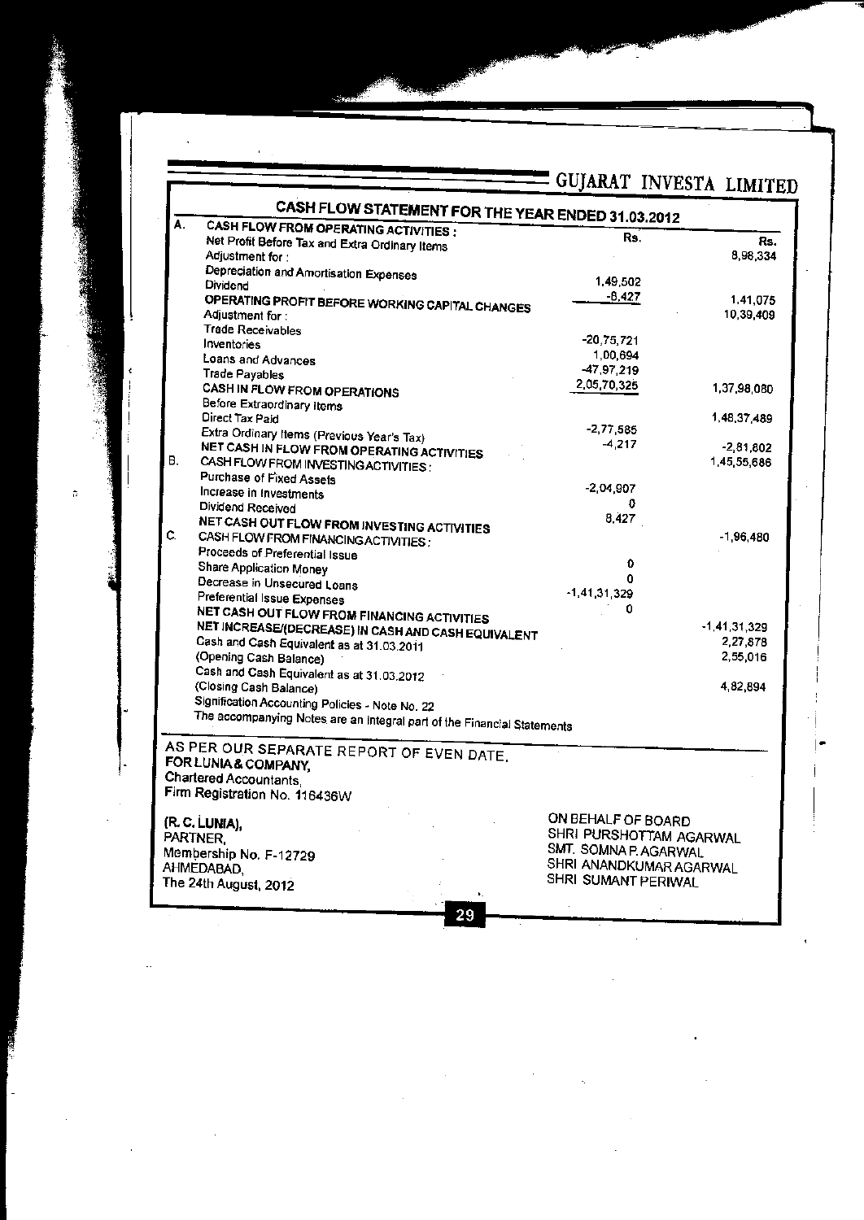# GUJARAT INVESTA LIMITED

## CASH FLOW STATEMENT FOR THE YEAR ENDED 31.03.2012

| | | Rs. | Rs. |
|---|---|---|---|
| **A.** | **CASH FLOW FROM OPERATING ACTIVITIES :** | | |
| | Net Profit Before Tax and Extra Ordinary Items | | 8,98,334 |
| | Adjustment for : | | |
| | Depreciation and Amortisation Expenses | 1,49,502 | |
| | Dividend | -8,427 | 1,41,075 |
| | **OPERATING PROFIT BEFORE WORKING CAPITAL CHANGES** | | 10,39,409 |
| | Adjustment for : | | |
| | Trade Receivables | -20,75,721 | |
| | Inventories | 1,00,694 | |
| | Loans and Advances | -47,97,219 | |
| | Trade Payables | 2,05,70,326 | 1,37,98,080 |
| | **CASH IN FLOW FROM OPERATIONS** | | |
| | Before Extraordinary Items | | 1,48,37,489 |
| | Direct Tax Paid | -2,77,585 | |
| | Extra Ordinary Items (Previous Year's Tax) | -4,217 | -2,81,802 |
| | **NET CASH IN FLOW FROM OPERATING ACTIVITIES** | | 1,45,55,686 |
| **B.** | **CASH FLOW FROM INVESTING ACTIVITIES :** | | |
| | Purchase of Fixed Assets | -2,04,907 | |
| | Increase in Investments | 0 | |
| | Dividend Received | 8,427 | |
| | **NET CASH OUT FLOW FROM INVESTING ACTIVITIES** | | -1,96,480 |
| **C.** | **CASH FLOW FROM FINANCING ACTIVITIES :** | | |
| | Proceeds of Preferential Issue | 0 | |
| | Share Application Money | 0 | |
| | Decrease in Unsecured Loans | -1,41,31,329 | |
| | Preferential Issue Expenses | 0 | |
| | **NET CASH OUT FLOW FROM FINANCING ACTIVITIES** | | -1,41,31,329 |
| | **NET INCREASE/(DECREASE) IN CASH AND CASH EQUIVALENT** | | 2,27,878 |
| | Cash and Cash Equivalent as at 31.03.2011 (Opening Cash Balance) | | 2,55,016 |
| | Cash and Cash Equivalent as at 31.03.2012 (Closing Cash Balance) | | 4,82,894 |

Signification Accounting Policies - Note No. 22

The accompanying Notes are an integral part of the Financial Statements

AS PER OUR SEPARATE REPORT OF EVEN DATE.
**FOR LUNIA & COMPANY,**
Chartered Accountants,
Firm Registration No. 116436W

**(R. C. LUNIA),**
PARTNER,
Membership No. F-12729
AHMEDABAD,
The 24th August, 2012

ON BEHALF OF BOARD
SHRI PURSHOTTAM AGARWAL
SMT. SOMNA P. AGARWAL
SHRI ANANDKUMAR AGARWAL
SHRI SUMANT PERIWAL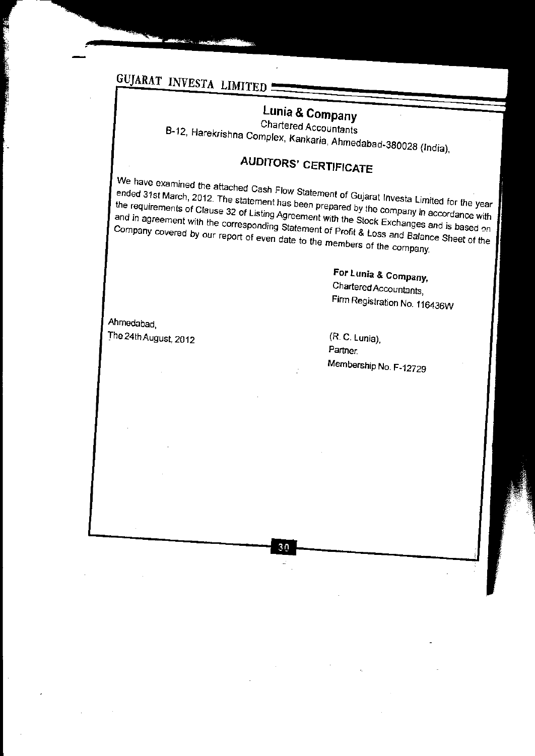## Lunia & Company

Chartered Accountants

B-12, Harekrishna Complex, Kankaria, Ahmedabad-380028 (India),

# AUDITORS' CERTIFICATE

We have examined the attached Cash Flow Statement of Gujarat Investa Limited for the year ended 31st March, 2012. The statement has been prepared by the company in accordance with the requirements of Clause 32 of Listing Agreement with the Stock Exchanges and is based on and in agreement with the corresponding Statement of Profit & Loss and Balance Sheet of the Company covered by our report of even date to the members of the company.

**For Lunia & Company,**
Chartered Accountants,
Firm Registration No. 116436W

Ahmedabad,
The 24th August, 2012

(R. C. Lunia),
Partner.
Membership No. F-12729